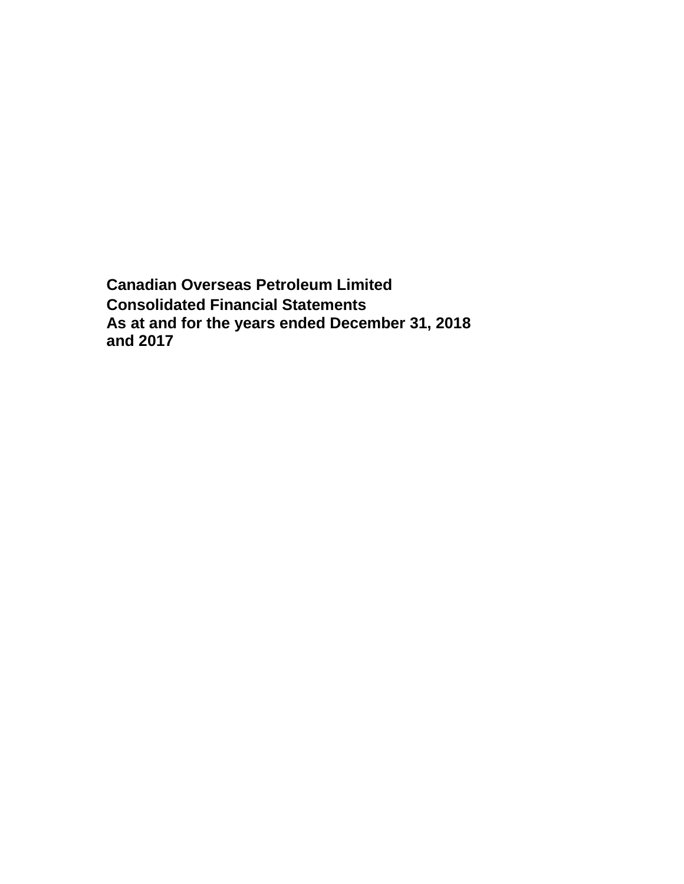**Canadian Overseas Petroleum Limited**

**Consolidated Financial Statements**

**As at and for the years ended December 31, 2018 and 2017**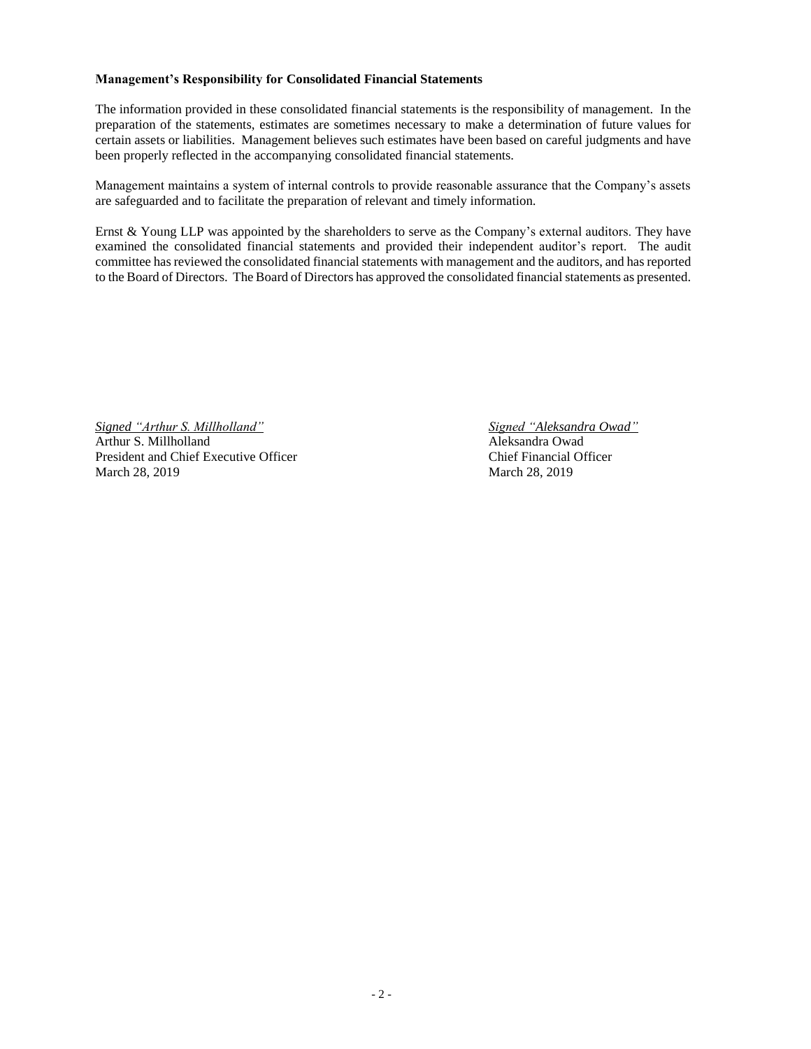**Management's Responsibility for Consolidated Financial Statements**

The information provided in these consolidated financial statements is the responsibility of management. In the preparation of the statements, estimates are sometimes necessary to make a determination of future values for certain assets or liabilities. Management believes such estimates have been based on careful judgments and have been properly reflected in the accompanying consolidated financial statements.

Management maintains a system of internal controls to provide reasonable assurance that the Company's assets are safeguarded and to facilitate the preparation of relevant and timely information.

Ernst & Young LLP was appointed by the shareholders to serve as the Company's external auditors. They have examined the consolidated financial statements and provided their independent auditor's report. The audit committee has reviewed the consolidated financial statements with management and the auditors, and has reported to the Board of Directors. The Board of Directors has approved the consolidated financial statements as presented.

*Signed "Arthur S. Millholland"*
Arthur S. Millholland
President and Chief Executive Officer
March 28, 2019

*Signed "Aleksandra Owad"*
Aleksandra Owad
Chief Financial Officer
March 28, 2019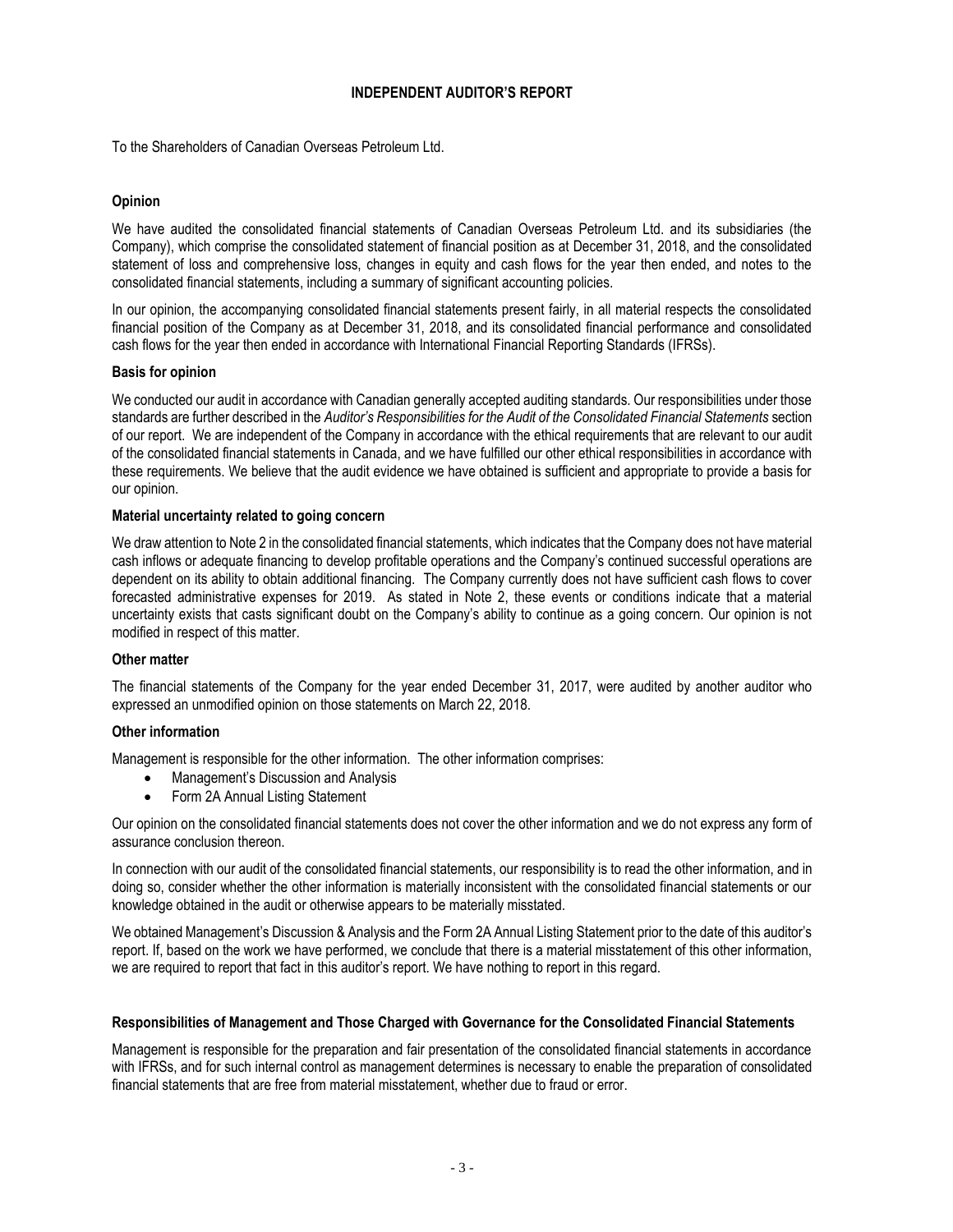# INDEPENDENT AUDITOR'S REPORT

To the Shareholders of Canadian Overseas Petroleum Ltd.

## Opinion

We have audited the consolidated financial statements of Canadian Overseas Petroleum Ltd. and its subsidiaries (the Company), which comprise the consolidated statement of financial position as at December 31, 2018, and the consolidated statement of loss and comprehensive loss, changes in equity and cash flows for the year then ended, and notes to the consolidated financial statements, including a summary of significant accounting policies.

In our opinion, the accompanying consolidated financial statements present fairly, in all material respects the consolidated financial position of the Company as at December 31, 2018, and its consolidated financial performance and consolidated cash flows for the year then ended in accordance with International Financial Reporting Standards (IFRSs).

## Basis for opinion

We conducted our audit in accordance with Canadian generally accepted auditing standards. Our responsibilities under those standards are further described in the *Auditor's Responsibilities for the Audit of the Consolidated Financial Statements* section of our report. We are independent of the Company in accordance with the ethical requirements that are relevant to our audit of the consolidated financial statements in Canada, and we have fulfilled our other ethical responsibilities in accordance with these requirements. We believe that the audit evidence we have obtained is sufficient and appropriate to provide a basis for our opinion.

## Material uncertainty related to going concern

We draw attention to Note 2 in the consolidated financial statements, which indicates that the Company does not have material cash inflows or adequate financing to develop profitable operations and the Company's continued successful operations are dependent on its ability to obtain additional financing. The Company currently does not have sufficient cash flows to cover forecasted administrative expenses for 2019. As stated in Note 2, these events or conditions indicate that a material uncertainty exists that casts significant doubt on the Company's ability to continue as a going concern. Our opinion is not modified in respect of this matter.

## Other matter

The financial statements of the Company for the year ended December 31, 2017, were audited by another auditor who expressed an unmodified opinion on those statements on March 22, 2018.

## Other information

Management is responsible for the other information. The other information comprises:

- Management's Discussion and Analysis
- Form 2A Annual Listing Statement

Our opinion on the consolidated financial statements does not cover the other information and we do not express any form of assurance conclusion thereon.

In connection with our audit of the consolidated financial statements, our responsibility is to read the other information, and in doing so, consider whether the other information is materially inconsistent with the consolidated financial statements or our knowledge obtained in the audit or otherwise appears to be materially misstated.

We obtained Management's Discussion & Analysis and the Form 2A Annual Listing Statement prior to the date of this auditor's report. If, based on the work we have performed, we conclude that there is a material misstatement of this other information, we are required to report that fact in this auditor's report. We have nothing to report in this regard.

## Responsibilities of Management and Those Charged with Governance for the Consolidated Financial Statements

Management is responsible for the preparation and fair presentation of the consolidated financial statements in accordance with IFRSs, and for such internal control as management determines is necessary to enable the preparation of consolidated financial statements that are free from material misstatement, whether due to fraud or error.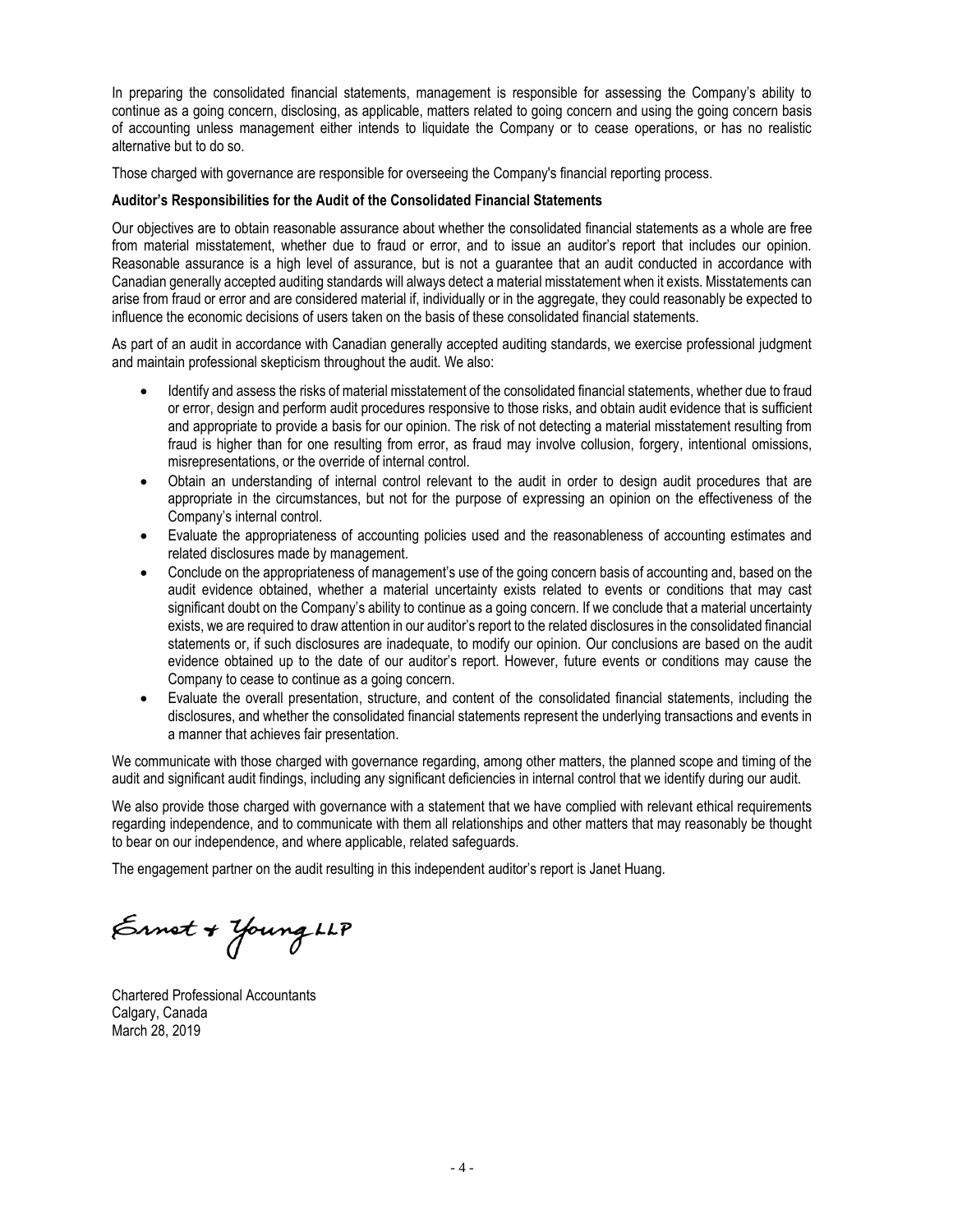In preparing the consolidated financial statements, management is responsible for assessing the Company's ability to continue as a going concern, disclosing, as applicable, matters related to going concern and using the going concern basis of accounting unless management either intends to liquidate the Company or to cease operations, or has no realistic alternative but to do so.

Those charged with governance are responsible for overseeing the Company's financial reporting process.

**Auditor's Responsibilities for the Audit of the Consolidated Financial Statements**

Our objectives are to obtain reasonable assurance about whether the consolidated financial statements as a whole are free from material misstatement, whether due to fraud or error, and to issue an auditor's report that includes our opinion. Reasonable assurance is a high level of assurance, but is not a guarantee that an audit conducted in accordance with Canadian generally accepted auditing standards will always detect a material misstatement when it exists. Misstatements can arise from fraud or error and are considered material if, individually or in the aggregate, they could reasonably be expected to influence the economic decisions of users taken on the basis of these consolidated financial statements.

As part of an audit in accordance with Canadian generally accepted auditing standards, we exercise professional judgment and maintain professional skepticism throughout the audit. We also:

- Identify and assess the risks of material misstatement of the consolidated financial statements, whether due to fraud or error, design and perform audit procedures responsive to those risks, and obtain audit evidence that is sufficient and appropriate to provide a basis for our opinion. The risk of not detecting a material misstatement resulting from fraud is higher than for one resulting from error, as fraud may involve collusion, forgery, intentional omissions, misrepresentations, or the override of internal control.
- Obtain an understanding of internal control relevant to the audit in order to design audit procedures that are appropriate in the circumstances, but not for the purpose of expressing an opinion on the effectiveness of the Company's internal control.
- Evaluate the appropriateness of accounting policies used and the reasonableness of accounting estimates and related disclosures made by management.
- Conclude on the appropriateness of management's use of the going concern basis of accounting and, based on the audit evidence obtained, whether a material uncertainty exists related to events or conditions that may cast significant doubt on the Company's ability to continue as a going concern. If we conclude that a material uncertainty exists, we are required to draw attention in our auditor's report to the related disclosures in the consolidated financial statements or, if such disclosures are inadequate, to modify our opinion. Our conclusions are based on the audit evidence obtained up to the date of our auditor's report. However, future events or conditions may cause the Company to cease to continue as a going concern.
- Evaluate the overall presentation, structure, and content of the consolidated financial statements, including the disclosures, and whether the consolidated financial statements represent the underlying transactions and events in a manner that achieves fair presentation.

We communicate with those charged with governance regarding, among other matters, the planned scope and timing of the audit and significant audit findings, including any significant deficiencies in internal control that we identify during our audit.

We also provide those charged with governance with a statement that we have complied with relevant ethical requirements regarding independence, and to communicate with them all relationships and other matters that may reasonably be thought to bear on our independence, and where applicable, related safeguards.

The engagement partner on the audit resulting in this independent auditor's report is Janet Huang.

Ernst & Young LLP

Chartered Professional Accountants
Calgary, Canada
March 28, 2019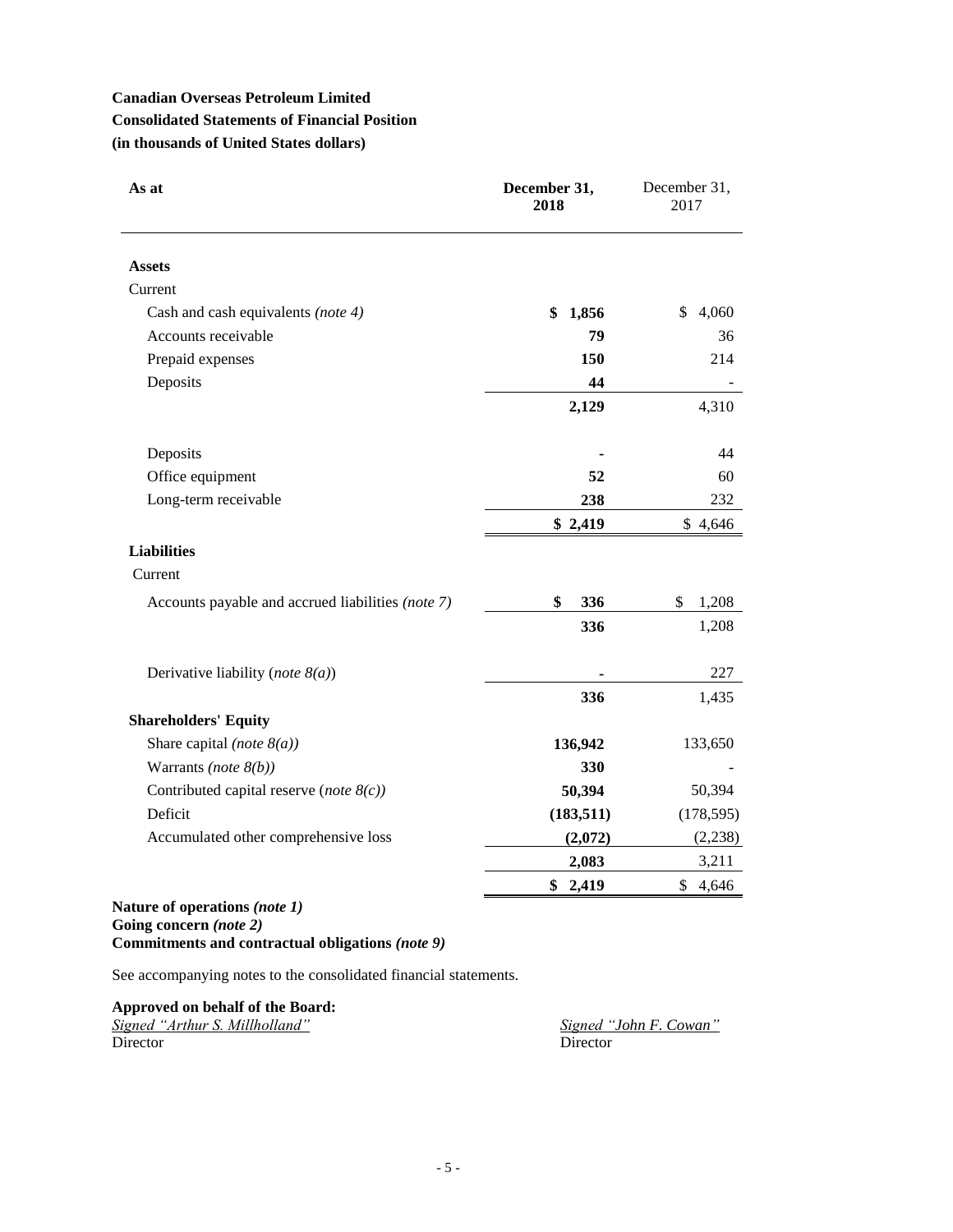**Canadian Overseas Petroleum Limited**

**Consolidated Statements of Financial Position**

**(in thousands of United States dollars)**

| As at | December 31, 2018 | December 31, 2017 |
|---|---|---|
| **Assets** | | |
| Current | | |
| Cash and cash equivalents *(note 4)* | **$ 1,856** | $ 4,060 |
| Accounts receivable | **79** | 36 |
| Prepaid expenses | **150** | 214 |
| Deposits | **44** | - |
| | **2,129** | 4,310 |
| Deposits | **-** | 44 |
| Office equipment | **52** | 60 |
| Long-term receivable | **238** | 232 |
| | **$ 2,419** | $ 4,646 |
| **Liabilities** | | |
| Current | | |
| Accounts payable and accrued liabilities *(note 7)* | **$ 336** | $ 1,208 |
| | **336** | 1,208 |
| Derivative liability (*note 8(a)*) | **-** | 227 |
| | **336** | 1,435 |
| **Shareholders' Equity** | | |
| Share capital *(note 8(a))* | **136,942** | 133,650 |
| Warrants *(note 8(b))* | **330** | - |
| Contributed capital reserve (*note 8(c)*) | **50,394** | 50,394 |
| Deficit | **(183,511)** | (178,595) |
| Accumulated other comprehensive loss | **(2,072)** | (2,238) |
| | **2,083** | 3,211 |
| | **$ 2,419** | $ 4,646 |

**Nature of operations *(note 1)***
**Going concern *(note 2)***
**Commitments and contractual obligations *(note 9)***

See accompanying notes to the consolidated financial statements.

**Approved on behalf of the Board:**

*Signed "Arthur S. Millholland"*
Director

*Signed "John F. Cowan"*
Director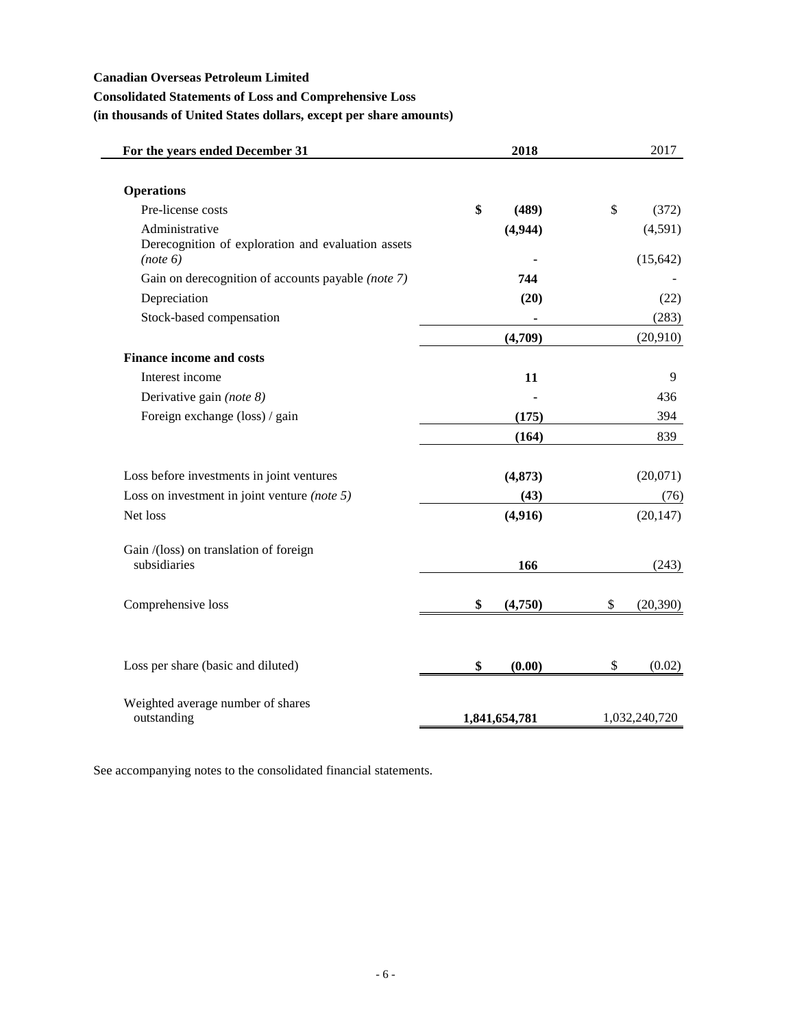**Canadian Overseas Petroleum Limited**

**Consolidated Statements of Loss and Comprehensive Loss**

**(in thousands of United States dollars, except per share amounts)**

| For the years ended December 31 | 2018 | 2017 |
|---|---|---|
| **Operations** | | |
| Pre-license costs | **$ (489)** | $ (372) |
| Administrative | **(4,944)** | (4,591) |
| Derecognition of exploration and evaluation assets *(note 6)* | **-** | (15,642) |
| Gain on derecognition of accounts payable *(note 7)* | **744** | - |
| Depreciation | **(20)** | (22) |
| Stock-based compensation | **-** | (283) |
| | **(4,709)** | (20,910) |
| **Finance income and costs** | | |
| Interest income | **11** | 9 |
| Derivative gain *(note 8)* | **-** | 436 |
| Foreign exchange (loss) / gain | **(175)** | 394 |
| | **(164)** | 839 |
| Loss before investments in joint ventures | **(4,873)** | (20,071) |
| Loss on investment in joint venture *(note 5)* | **(43)** | (76) |
| Net loss | **(4,916)** | (20,147) |
| Gain /(loss) on translation of foreign subsidiaries | **166** | (243) |
| Comprehensive loss | **$ (4,750)** | $ (20,390) |
| Loss per share (basic and diluted) | **$ (0.00)** | $ (0.02) |
| Weighted average number of shares outstanding | **1,841,654,781** | 1,032,240,720 |

See accompanying notes to the consolidated financial statements.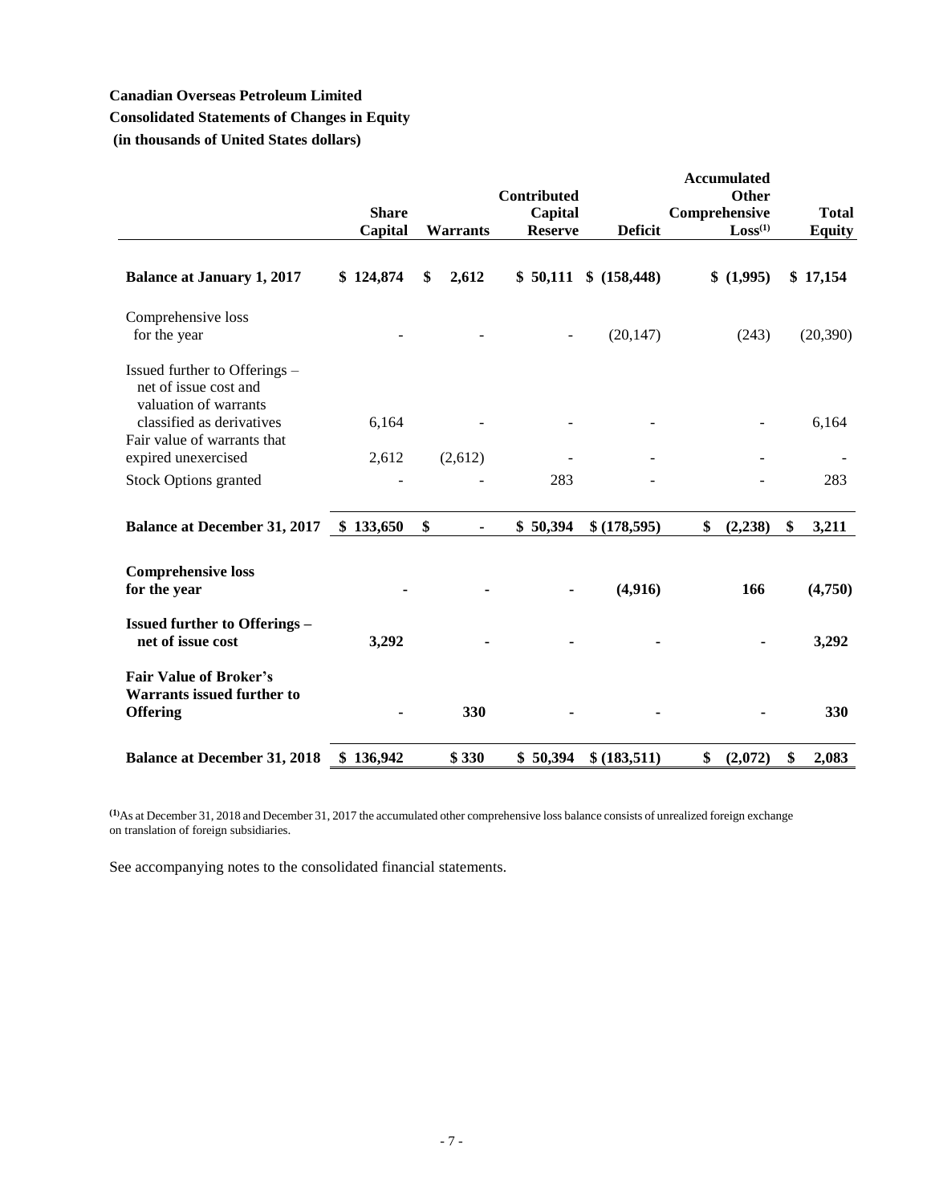**Canadian Overseas Petroleum Limited**

**Consolidated Statements of Changes in Equity**

**(in thousands of United States dollars)**

| | Share Capital | Warrants | Contributed Capital Reserve | Deficit | Accumulated Other Comprehensive Loss[1] | Total Equity |
|---|---|---|---|---|---|---|
| **Balance at January 1, 2017** | **$ 124,874** | **$ 2,612** | **$ 50,111** | **$ (158,448)** | **$ (1,995)** | **$ 17,154** |
| Comprehensive loss for the year | - | - | - | (20,147) | (243) | (20,390) |
| Issued further to Offerings – net of issue cost and valuation of warrants classified as derivatives | 6,164 | - | - | - | - | 6,164 |
| Fair value of warrants that expired unexercised | 2,612 | (2,612) | - | - | - | - |
| Stock Options granted | - | - | 283 | - | - | 283 |
| **Balance at December 31, 2017** | **$ 133,650** | **$ -** | **$ 50,394** | **$ (178,595)** | **$ (2,238)** | **$ 3,211** |
| **Comprehensive loss for the year** | **-** | **-** | **-** | **(4,916)** | **166** | **(4,750)** |
| **Issued further to Offerings – net of issue cost** | **3,292** | **-** | **-** | **-** | **-** | **3,292** |
| **Fair Value of Broker's Warrants issued further to Offering** | **-** | **330** | **-** | **-** | **-** | **330** |
| **Balance at December 31, 2018** | **$ 136,942** | **$ 330** | **$ 50,394** | **$ (183,511)** | **$ (2,072)** | **$ 2,083** |

[1] As at December 31, 2018 and December 31, 2017 the accumulated other comprehensive loss balance consists of unrealized foreign exchange on translation of foreign subsidiaries.

See accompanying notes to the consolidated financial statements.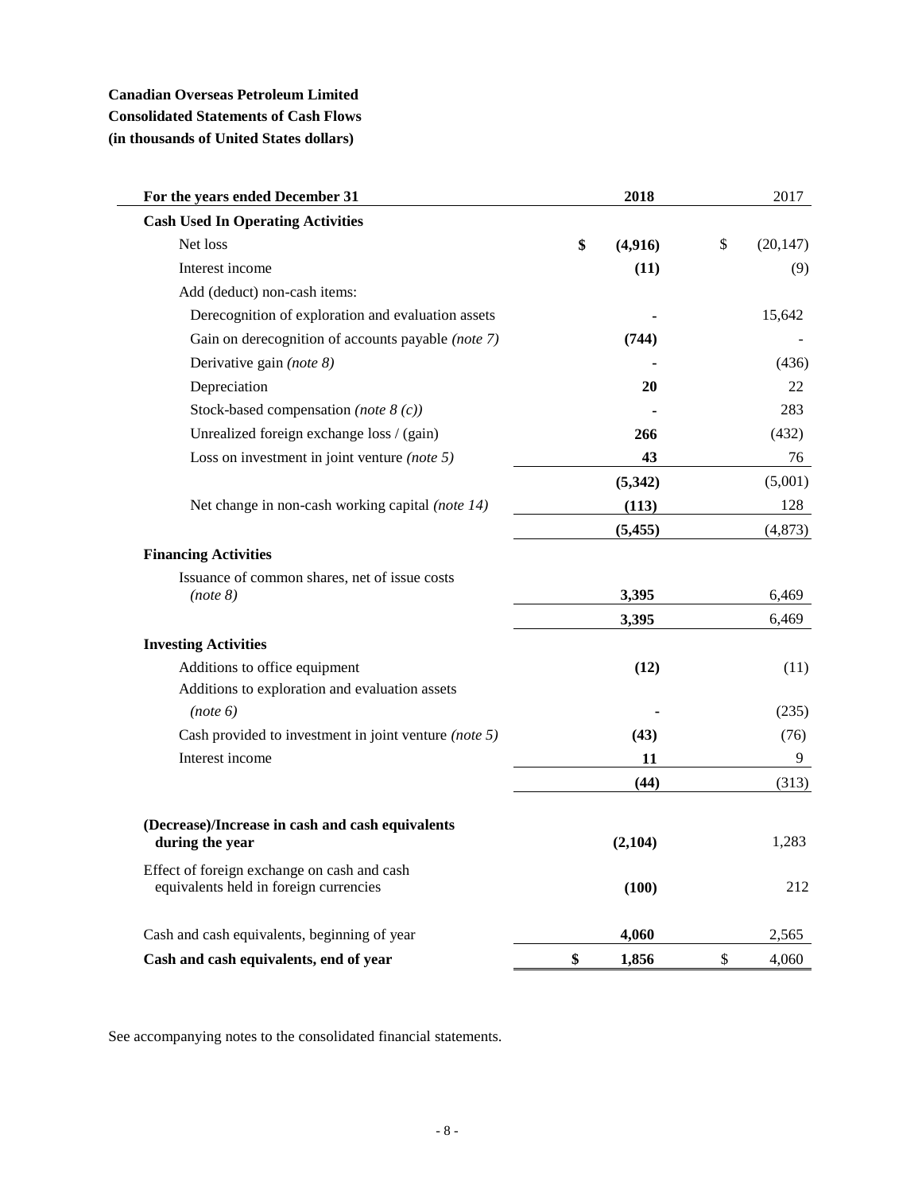**Canadian Overseas Petroleum Limited**
**Consolidated Statements of Cash Flows**
**(in thousands of United States dollars)**

| For the years ended December 31 | 2018 | 2017 |
|---|---|---|
| **Cash Used In Operating Activities** | | |
| Net loss | **$ (4,916)** | $ (20,147) |
| Interest income | **(11)** | (9) |
| Add (deduct) non-cash items: | | |
| Derecognition of exploration and evaluation assets | **-** | 15,642 |
| Gain on derecognition of accounts payable *(note 7)* | **(744)** | - |
| Derivative gain *(note 8)* | **-** | (436) |
| Depreciation | **20** | 22 |
| Stock-based compensation *(note 8 (c))* | **-** | 283 |
| Unrealized foreign exchange loss / (gain) | **266** | (432) |
| Loss on investment in joint venture *(note 5)* | **43** | 76 |
| | **(5,342)** | (5,001) |
| Net change in non-cash working capital *(note 14)* | **(113)** | 128 |
| | **(5,455)** | (4,873) |
| **Financing Activities** | | |
| Issuance of common shares, net of issue costs *(note 8)* | **3,395** | 6,469 |
| | **3,395** | 6,469 |
| **Investing Activities** | | |
| Additions to office equipment | **(12)** | (11) |
| Additions to exploration and evaluation assets *(note 6)* | **-** | (235) |
| Cash provided to investment in joint venture *(note 5)* | **(43)** | (76) |
| Interest income | **11** | 9 |
| | **(44)** | (313) |
| **(Decrease)/Increase in cash and cash equivalents during the year** | **(2,104)** | 1,283 |
| Effect of foreign exchange on cash and cash equivalents held in foreign currencies | **(100)** | 212 |
| Cash and cash equivalents, beginning of year | **4,060** | 2,565 |
| **Cash and cash equivalents, end of year** | **$ 1,856** | $ 4,060 |

See accompanying notes to the consolidated financial statements.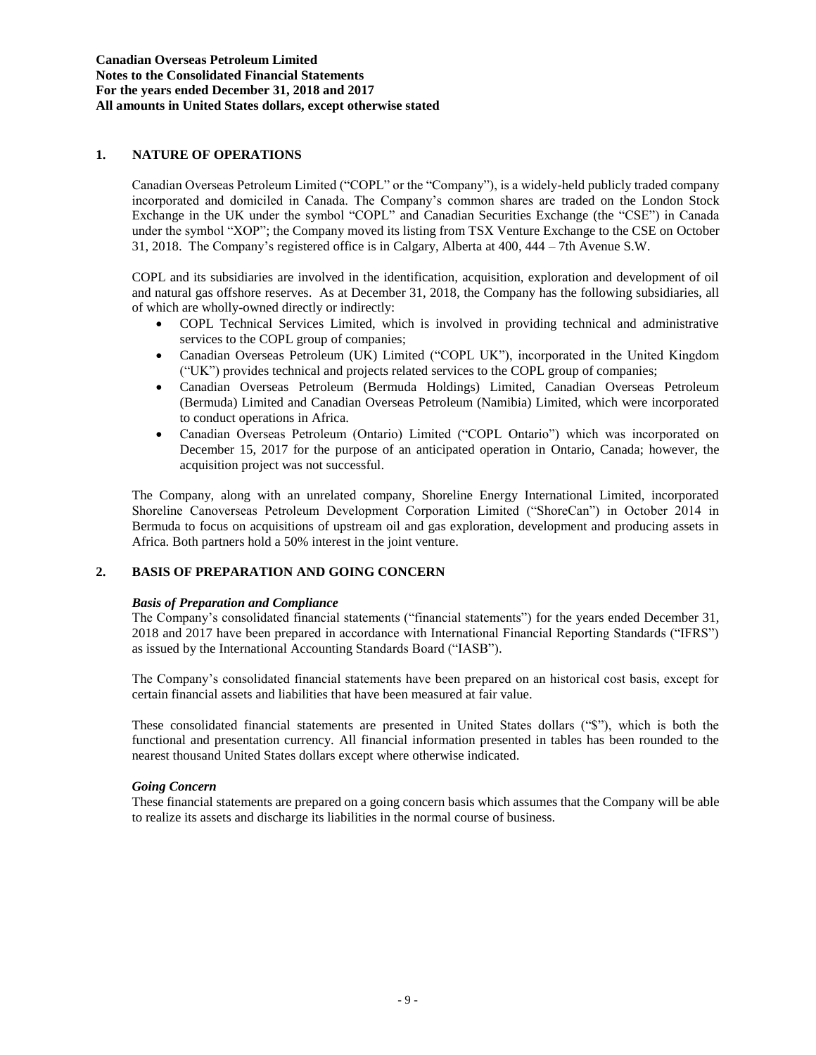## 1. NATURE OF OPERATIONS

Canadian Overseas Petroleum Limited ("COPL" or the "Company"), is a widely-held publicly traded company incorporated and domiciled in Canada. The Company's common shares are traded on the London Stock Exchange in the UK under the symbol "COPL" and Canadian Securities Exchange (the "CSE") in Canada under the symbol "XOP"; the Company moved its listing from TSX Venture Exchange to the CSE on October 31, 2018. The Company's registered office is in Calgary, Alberta at 400, 444 – 7th Avenue S.W.

COPL and its subsidiaries are involved in the identification, acquisition, exploration and development of oil and natural gas offshore reserves. As at December 31, 2018, the Company has the following subsidiaries, all of which are wholly-owned directly or indirectly:

- COPL Technical Services Limited, which is involved in providing technical and administrative services to the COPL group of companies;
- Canadian Overseas Petroleum (UK) Limited ("COPL UK"), incorporated in the United Kingdom ("UK") provides technical and projects related services to the COPL group of companies;
- Canadian Overseas Petroleum (Bermuda Holdings) Limited, Canadian Overseas Petroleum (Bermuda) Limited and Canadian Overseas Petroleum (Namibia) Limited, which were incorporated to conduct operations in Africa.
- Canadian Overseas Petroleum (Ontario) Limited ("COPL Ontario") which was incorporated on December 15, 2017 for the purpose of an anticipated operation in Ontario, Canada; however, the acquisition project was not successful.

The Company, along with an unrelated company, Shoreline Energy International Limited, incorporated Shoreline Canoverseas Petroleum Development Corporation Limited ("ShoreCan") in October 2014 in Bermuda to focus on acquisitions of upstream oil and gas exploration, development and producing assets in Africa. Both partners hold a 50% interest in the joint venture.

## 2. BASIS OF PREPARATION AND GOING CONCERN

### *Basis of Preparation and Compliance*

The Company's consolidated financial statements ("financial statements") for the years ended December 31, 2018 and 2017 have been prepared in accordance with International Financial Reporting Standards ("IFRS") as issued by the International Accounting Standards Board ("IASB").

The Company's consolidated financial statements have been prepared on an historical cost basis, except for certain financial assets and liabilities that have been measured at fair value.

These consolidated financial statements are presented in United States dollars ("$"), which is both the functional and presentation currency. All financial information presented in tables has been rounded to the nearest thousand United States dollars except where otherwise indicated.

### *Going Concern*

These financial statements are prepared on a going concern basis which assumes that the Company will be able to realize its assets and discharge its liabilities in the normal course of business.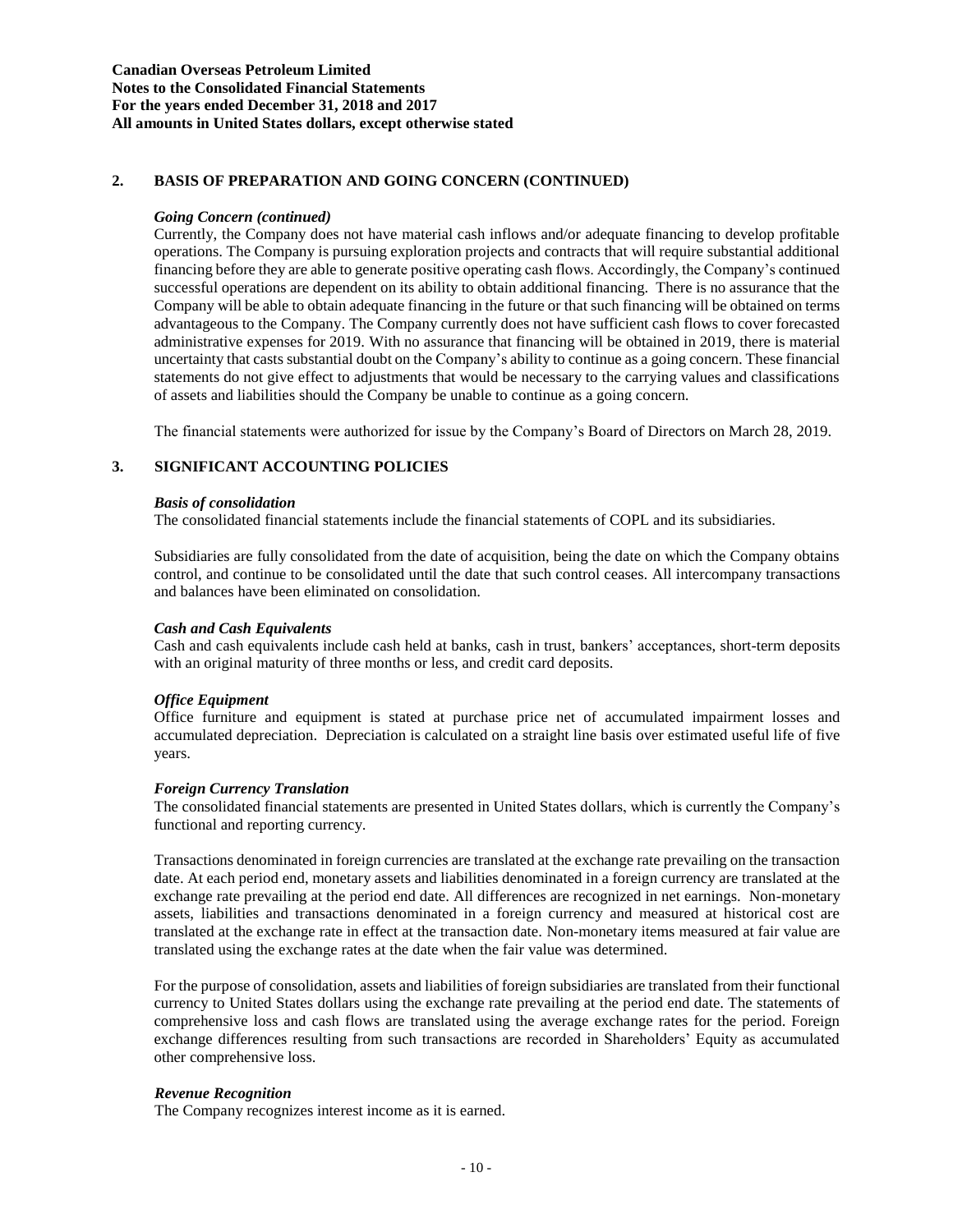## 2. BASIS OF PREPARATION AND GOING CONCERN (CONTINUED)

### *Going Concern (continued)*

Currently, the Company does not have material cash inflows and/or adequate financing to develop profitable operations. The Company is pursuing exploration projects and contracts that will require substantial additional financing before they are able to generate positive operating cash flows. Accordingly, the Company's continued successful operations are dependent on its ability to obtain additional financing. There is no assurance that the Company will be able to obtain adequate financing in the future or that such financing will be obtained on terms advantageous to the Company. The Company currently does not have sufficient cash flows to cover forecasted administrative expenses for 2019. With no assurance that financing will be obtained in 2019, there is material uncertainty that casts substantial doubt on the Company's ability to continue as a going concern. These financial statements do not give effect to adjustments that would be necessary to the carrying values and classifications of assets and liabilities should the Company be unable to continue as a going concern.

The financial statements were authorized for issue by the Company's Board of Directors on March 28, 2019.

## 3. SIGNIFICANT ACCOUNTING POLICIES

### *Basis of consolidation*

The consolidated financial statements include the financial statements of COPL and its subsidiaries.

Subsidiaries are fully consolidated from the date of acquisition, being the date on which the Company obtains control, and continue to be consolidated until the date that such control ceases. All intercompany transactions and balances have been eliminated on consolidation.

### *Cash and Cash Equivalents*

Cash and cash equivalents include cash held at banks, cash in trust, bankers' acceptances, short-term deposits with an original maturity of three months or less, and credit card deposits.

### *Office Equipment*

Office furniture and equipment is stated at purchase price net of accumulated impairment losses and accumulated depreciation. Depreciation is calculated on a straight line basis over estimated useful life of five years.

### *Foreign Currency Translation*

The consolidated financial statements are presented in United States dollars, which is currently the Company's functional and reporting currency.

Transactions denominated in foreign currencies are translated at the exchange rate prevailing on the transaction date. At each period end, monetary assets and liabilities denominated in a foreign currency are translated at the exchange rate prevailing at the period end date. All differences are recognized in net earnings. Non-monetary assets, liabilities and transactions denominated in a foreign currency and measured at historical cost are translated at the exchange rate in effect at the transaction date. Non-monetary items measured at fair value are translated using the exchange rates at the date when the fair value was determined.

For the purpose of consolidation, assets and liabilities of foreign subsidiaries are translated from their functional currency to United States dollars using the exchange rate prevailing at the period end date. The statements of comprehensive loss and cash flows are translated using the average exchange rates for the period. Foreign exchange differences resulting from such transactions are recorded in Shareholders' Equity as accumulated other comprehensive loss.

### *Revenue Recognition*

The Company recognizes interest income as it is earned.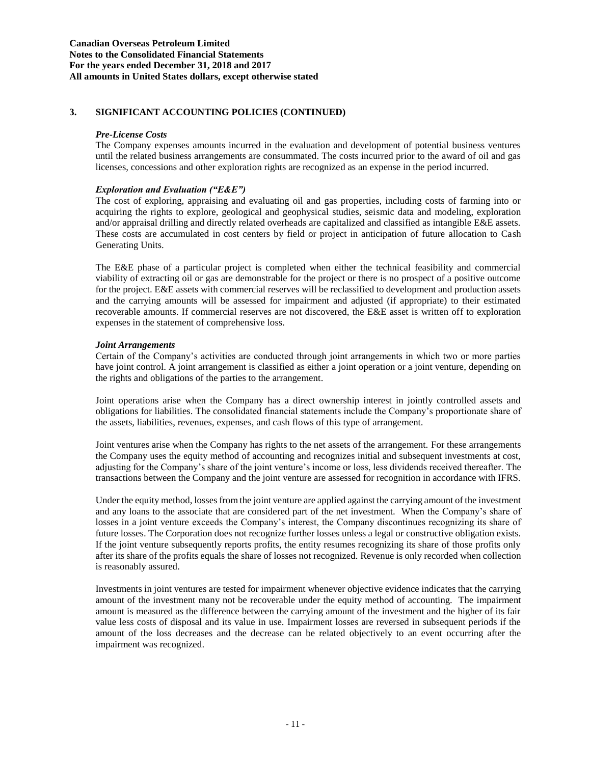## 3. SIGNIFICANT ACCOUNTING POLICIES (CONTINUED)

***Pre-License Costs***

The Company expenses amounts incurred in the evaluation and development of potential business ventures until the related business arrangements are consummated. The costs incurred prior to the award of oil and gas licenses, concessions and other exploration rights are recognized as an expense in the period incurred.

***Exploration and Evaluation ("E&E")***

The cost of exploring, appraising and evaluating oil and gas properties, including costs of farming into or acquiring the rights to explore, geological and geophysical studies, seismic data and modeling, exploration and/or appraisal drilling and directly related overheads are capitalized and classified as intangible E&E assets. These costs are accumulated in cost centers by field or project in anticipation of future allocation to Cash Generating Units.

The E&E phase of a particular project is completed when either the technical feasibility and commercial viability of extracting oil or gas are demonstrable for the project or there is no prospect of a positive outcome for the project. E&E assets with commercial reserves will be reclassified to development and production assets and the carrying amounts will be assessed for impairment and adjusted (if appropriate) to their estimated recoverable amounts. If commercial reserves are not discovered, the E&E asset is written off to exploration expenses in the statement of comprehensive loss.

***Joint Arrangements***

Certain of the Company's activities are conducted through joint arrangements in which two or more parties have joint control. A joint arrangement is classified as either a joint operation or a joint venture, depending on the rights and obligations of the parties to the arrangement.

Joint operations arise when the Company has a direct ownership interest in jointly controlled assets and obligations for liabilities. The consolidated financial statements include the Company's proportionate share of the assets, liabilities, revenues, expenses, and cash flows of this type of arrangement.

Joint ventures arise when the Company has rights to the net assets of the arrangement. For these arrangements the Company uses the equity method of accounting and recognizes initial and subsequent investments at cost, adjusting for the Company's share of the joint venture's income or loss, less dividends received thereafter. The transactions between the Company and the joint venture are assessed for recognition in accordance with IFRS.

Under the equity method, losses from the joint venture are applied against the carrying amount of the investment and any loans to the associate that are considered part of the net investment. When the Company's share of losses in a joint venture exceeds the Company's interest, the Company discontinues recognizing its share of future losses. The Corporation does not recognize further losses unless a legal or constructive obligation exists. If the joint venture subsequently reports profits, the entity resumes recognizing its share of those profits only after its share of the profits equals the share of losses not recognized. Revenue is only recorded when collection is reasonably assured.

Investments in joint ventures are tested for impairment whenever objective evidence indicates that the carrying amount of the investment many not be recoverable under the equity method of accounting. The impairment amount is measured as the difference between the carrying amount of the investment and the higher of its fair value less costs of disposal and its value in use. Impairment losses are reversed in subsequent periods if the amount of the loss decreases and the decrease can be related objectively to an event occurring after the impairment was recognized.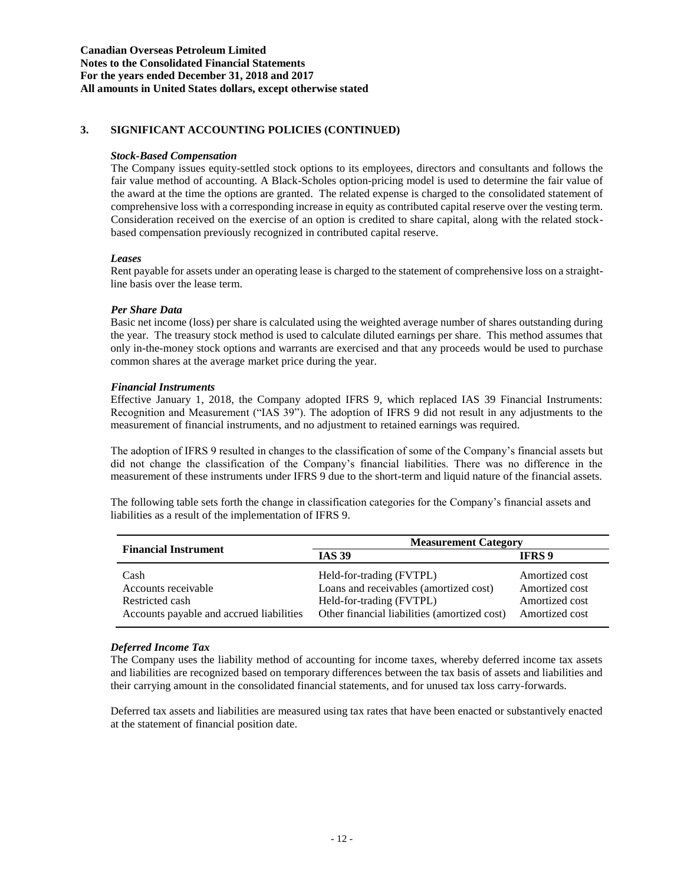## 3. SIGNIFICANT ACCOUNTING POLICIES (CONTINUED)

***Stock-Based Compensation***

The Company issues equity-settled stock options to its employees, directors and consultants and follows the fair value method of accounting. A Black-Scholes option-pricing model is used to determine the fair value of the award at the time the options are granted. The related expense is charged to the consolidated statement of comprehensive loss with a corresponding increase in equity as contributed capital reserve over the vesting term. Consideration received on the exercise of an option is credited to share capital, along with the related stock-based compensation previously recognized in contributed capital reserve.

***Leases***

Rent payable for assets under an operating lease is charged to the statement of comprehensive loss on a straight-line basis over the lease term.

***Per Share Data***

Basic net income (loss) per share is calculated using the weighted average number of shares outstanding during the year. The treasury stock method is used to calculate diluted earnings per share. This method assumes that only in-the-money stock options and warrants are exercised and that any proceeds would be used to purchase common shares at the average market price during the year.

***Financial Instruments***

Effective January 1, 2018, the Company adopted IFRS 9, which replaced IAS 39 Financial Instruments: Recognition and Measurement ("IAS 39"). The adoption of IFRS 9 did not result in any adjustments to the measurement of financial instruments, and no adjustment to retained earnings was required.

The adoption of IFRS 9 resulted in changes to the classification of some of the Company's financial assets but did not change the classification of the Company's financial liabilities. There was no difference in the measurement of these instruments under IFRS 9 due to the short-term and liquid nature of the financial assets.

The following table sets forth the change in classification categories for the Company's financial assets and liabilities as a result of the implementation of IFRS 9.

| Financial Instrument | Measurement Category | |
|---|---|---|
| | **IAS 39** | **IFRS 9** |
| Cash | Held-for-trading (FVTPL) | Amortized cost |
| Accounts receivable | Loans and receivables (amortized cost) | Amortized cost |
| Restricted cash | Held-for-trading (FVTPL) | Amortized cost |
| Accounts payable and accrued liabilities | Other financial liabilities (amortized cost) | Amortized cost |

***Deferred Income Tax***

The Company uses the liability method of accounting for income taxes, whereby deferred income tax assets and liabilities are recognized based on temporary differences between the tax basis of assets and liabilities and their carrying amount in the consolidated financial statements, and for unused tax loss carry-forwards.

Deferred tax assets and liabilities are measured using tax rates that have been enacted or substantively enacted at the statement of financial position date.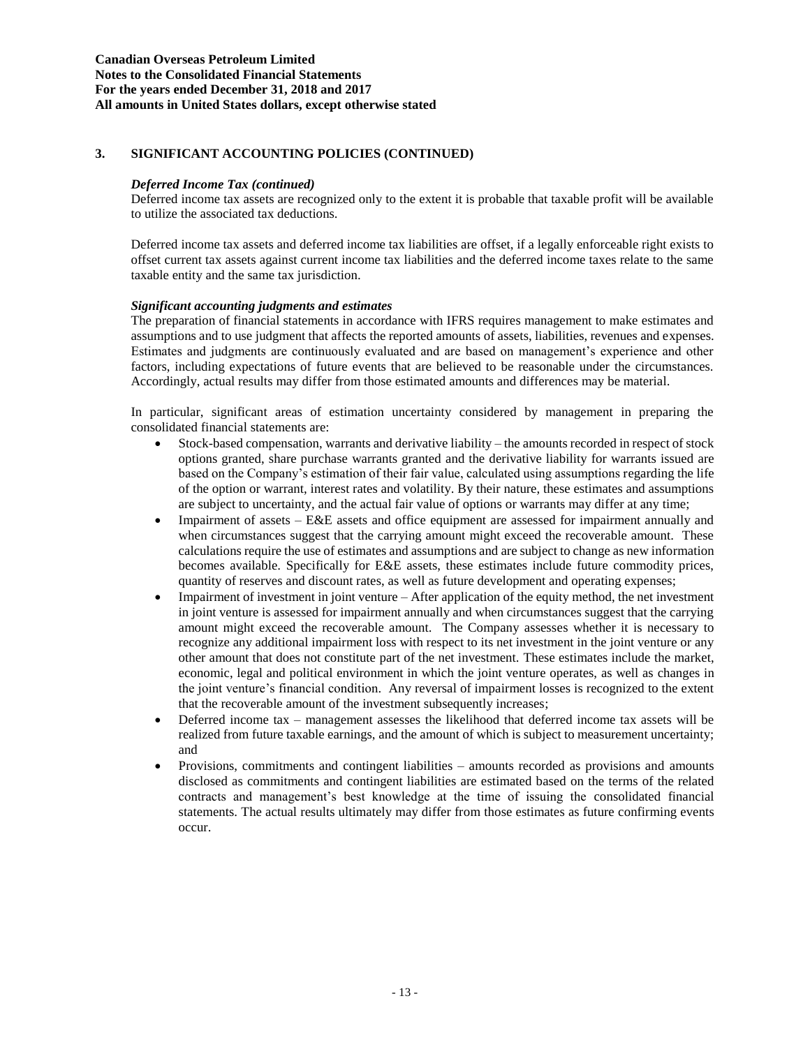## 3. SIGNIFICANT ACCOUNTING POLICIES (CONTINUED)

### *Deferred Income Tax (continued)*

Deferred income tax assets are recognized only to the extent it is probable that taxable profit will be available to utilize the associated tax deductions.

Deferred income tax assets and deferred income tax liabilities are offset, if a legally enforceable right exists to offset current tax assets against current income tax liabilities and the deferred income taxes relate to the same taxable entity and the same tax jurisdiction.

### *Significant accounting judgments and estimates*

The preparation of financial statements in accordance with IFRS requires management to make estimates and assumptions and to use judgment that affects the reported amounts of assets, liabilities, revenues and expenses. Estimates and judgments are continuously evaluated and are based on management's experience and other factors, including expectations of future events that are believed to be reasonable under the circumstances. Accordingly, actual results may differ from those estimated amounts and differences may be material.

In particular, significant areas of estimation uncertainty considered by management in preparing the consolidated financial statements are:

- Stock-based compensation, warrants and derivative liability – the amounts recorded in respect of stock options granted, share purchase warrants granted and the derivative liability for warrants issued are based on the Company's estimation of their fair value, calculated using assumptions regarding the life of the option or warrant, interest rates and volatility. By their nature, these estimates and assumptions are subject to uncertainty, and the actual fair value of options or warrants may differ at any time;
- Impairment of assets – E&E assets and office equipment are assessed for impairment annually and when circumstances suggest that the carrying amount might exceed the recoverable amount. These calculations require the use of estimates and assumptions and are subject to change as new information becomes available. Specifically for E&E assets, these estimates include future commodity prices, quantity of reserves and discount rates, as well as future development and operating expenses;
- Impairment of investment in joint venture – After application of the equity method, the net investment in joint venture is assessed for impairment annually and when circumstances suggest that the carrying amount might exceed the recoverable amount. The Company assesses whether it is necessary to recognize any additional impairment loss with respect to its net investment in the joint venture or any other amount that does not constitute part of the net investment. These estimates include the market, economic, legal and political environment in which the joint venture operates, as well as changes in the joint venture's financial condition. Any reversal of impairment losses is recognized to the extent that the recoverable amount of the investment subsequently increases;
- Deferred income tax – management assesses the likelihood that deferred income tax assets will be realized from future taxable earnings, and the amount of which is subject to measurement uncertainty; and
- Provisions, commitments and contingent liabilities – amounts recorded as provisions and amounts disclosed as commitments and contingent liabilities are estimated based on the terms of the related contracts and management's best knowledge at the time of issuing the consolidated financial statements. The actual results ultimately may differ from those estimates as future confirming events occur.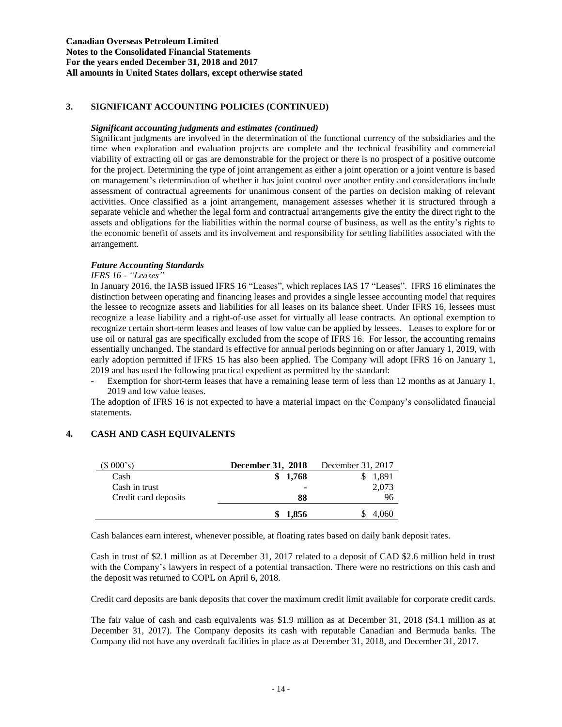## 3. SIGNIFICANT ACCOUNTING POLICIES (CONTINUED)

***Significant accounting judgments and estimates (continued)***

Significant judgments are involved in the determination of the functional currency of the subsidiaries and the time when exploration and evaluation projects are complete and the technical feasibility and commercial viability of extracting oil or gas are demonstrable for the project or there is no prospect of a positive outcome for the project. Determining the type of joint arrangement as either a joint operation or a joint venture is based on management's determination of whether it has joint control over another entity and considerations include assessment of contractual agreements for unanimous consent of the parties on decision making of relevant activities. Once classified as a joint arrangement, management assesses whether it is structured through a separate vehicle and whether the legal form and contractual arrangements give the entity the direct right to the assets and obligations for the liabilities within the normal course of business, as well as the entity's rights to the economic benefit of assets and its involvement and responsibility for settling liabilities associated with the arrangement.

***Future Accounting Standards***

*IFRS 16 - "Leases"*

In January 2016, the IASB issued IFRS 16 "Leases", which replaces IAS 17 "Leases". IFRS 16 eliminates the distinction between operating and financing leases and provides a single lessee accounting model that requires the lessee to recognize assets and liabilities for all leases on its balance sheet. Under IFRS 16, lessees must recognize a lease liability and a right-of-use asset for virtually all lease contracts. An optional exemption to recognize certain short-term leases and leases of low value can be applied by lessees. Leases to explore for or use oil or natural gas are specifically excluded from the scope of IFRS 16. For lessor, the accounting remains essentially unchanged. The standard is effective for annual periods beginning on or after January 1, 2019, with early adoption permitted if IFRS 15 has also been applied. The Company will adopt IFRS 16 on January 1, 2019 and has used the following practical expedient as permitted by the standard:

- Exemption for short-term leases that have a remaining lease term of less than 12 months as at January 1, 2019 and low value leases.

The adoption of IFRS 16 is not expected to have a material impact on the Company's consolidated financial statements.

## 4. CASH AND CASH EQUIVALENTS

| ($ 000's) | December 31, 2018 | December 31, 2017 |
|---|---|---|
| Cash | **$ 1,768** | $ 1,891 |
| Cash in trust | **-** | 2,073 |
| Credit card deposits | **88** | 96 |
| | **$ 1,856** | $ 4,060 |

Cash balances earn interest, whenever possible, at floating rates based on daily bank deposit rates.

Cash in trust of $2.1 million as at December 31, 2017 related to a deposit of CAD $2.6 million held in trust with the Company's lawyers in respect of a potential transaction. There were no restrictions on this cash and the deposit was returned to COPL on April 6, 2018.

Credit card deposits are bank deposits that cover the maximum credit limit available for corporate credit cards.

The fair value of cash and cash equivalents was $1.9 million as at December 31, 2018 ($4.1 million as at December 31, 2017). The Company deposits its cash with reputable Canadian and Bermuda banks. The Company did not have any overdraft facilities in place as at December 31, 2018, and December 31, 2017.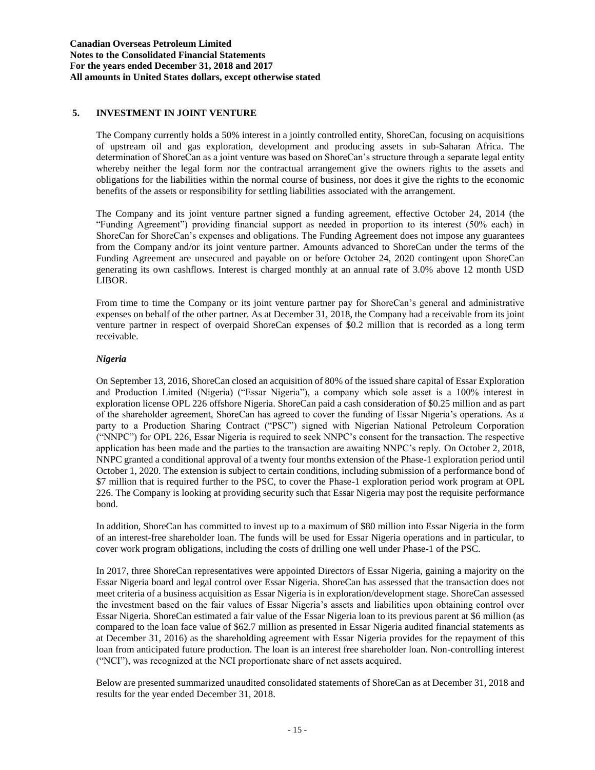## 5. INVESTMENT IN JOINT VENTURE

The Company currently holds a 50% interest in a jointly controlled entity, ShoreCan, focusing on acquisitions of upstream oil and gas exploration, development and producing assets in sub-Saharan Africa. The determination of ShoreCan as a joint venture was based on ShoreCan's structure through a separate legal entity whereby neither the legal form nor the contractual arrangement give the owners rights to the assets and obligations for the liabilities within the normal course of business, nor does it give the rights to the economic benefits of the assets or responsibility for settling liabilities associated with the arrangement.

The Company and its joint venture partner signed a funding agreement, effective October 24, 2014 (the "Funding Agreement") providing financial support as needed in proportion to its interest (50% each) in ShoreCan for ShoreCan's expenses and obligations. The Funding Agreement does not impose any guarantees from the Company and/or its joint venture partner. Amounts advanced to ShoreCan under the terms of the Funding Agreement are unsecured and payable on or before October 24, 2020 contingent upon ShoreCan generating its own cashflows. Interest is charged monthly at an annual rate of 3.0% above 12 month USD LIBOR.

From time to time the Company or its joint venture partner pay for ShoreCan's general and administrative expenses on behalf of the other partner. As at December 31, 2018, the Company had a receivable from its joint venture partner in respect of overpaid ShoreCan expenses of $0.2 million that is recorded as a long term receivable.

### *Nigeria*

On September 13, 2016, ShoreCan closed an acquisition of 80% of the issued share capital of Essar Exploration and Production Limited (Nigeria) ("Essar Nigeria"), a company which sole asset is a 100% interest in exploration license OPL 226 offshore Nigeria. ShoreCan paid a cash consideration of $0.25 million and as part of the shareholder agreement, ShoreCan has agreed to cover the funding of Essar Nigeria's operations. As a party to a Production Sharing Contract ("PSC") signed with Nigerian National Petroleum Corporation ("NNPC") for OPL 226, Essar Nigeria is required to seek NNPC's consent for the transaction. The respective application has been made and the parties to the transaction are awaiting NNPC's reply. On October 2, 2018, NNPC granted a conditional approval of a twenty four months extension of the Phase-1 exploration period until October 1, 2020. The extension is subject to certain conditions, including submission of a performance bond of $7 million that is required further to the PSC, to cover the Phase-1 exploration period work program at OPL 226. The Company is looking at providing security such that Essar Nigeria may post the requisite performance bond.

In addition, ShoreCan has committed to invest up to a maximum of $80 million into Essar Nigeria in the form of an interest-free shareholder loan. The funds will be used for Essar Nigeria operations and in particular, to cover work program obligations, including the costs of drilling one well under Phase-1 of the PSC.

In 2017, three ShoreCan representatives were appointed Directors of Essar Nigeria, gaining a majority on the Essar Nigeria board and legal control over Essar Nigeria. ShoreCan has assessed that the transaction does not meet criteria of a business acquisition as Essar Nigeria is in exploration/development stage. ShoreCan assessed the investment based on the fair values of Essar Nigeria's assets and liabilities upon obtaining control over Essar Nigeria. ShoreCan estimated a fair value of the Essar Nigeria loan to its previous parent at $6 million (as compared to the loan face value of $62.7 million as presented in Essar Nigeria audited financial statements as at December 31, 2016) as the shareholding agreement with Essar Nigeria provides for the repayment of this loan from anticipated future production. The loan is an interest free shareholder loan. Non-controlling interest ("NCI"), was recognized at the NCI proportionate share of net assets acquired.

Below are presented summarized unaudited consolidated statements of ShoreCan as at December 31, 2018 and results for the year ended December 31, 2018.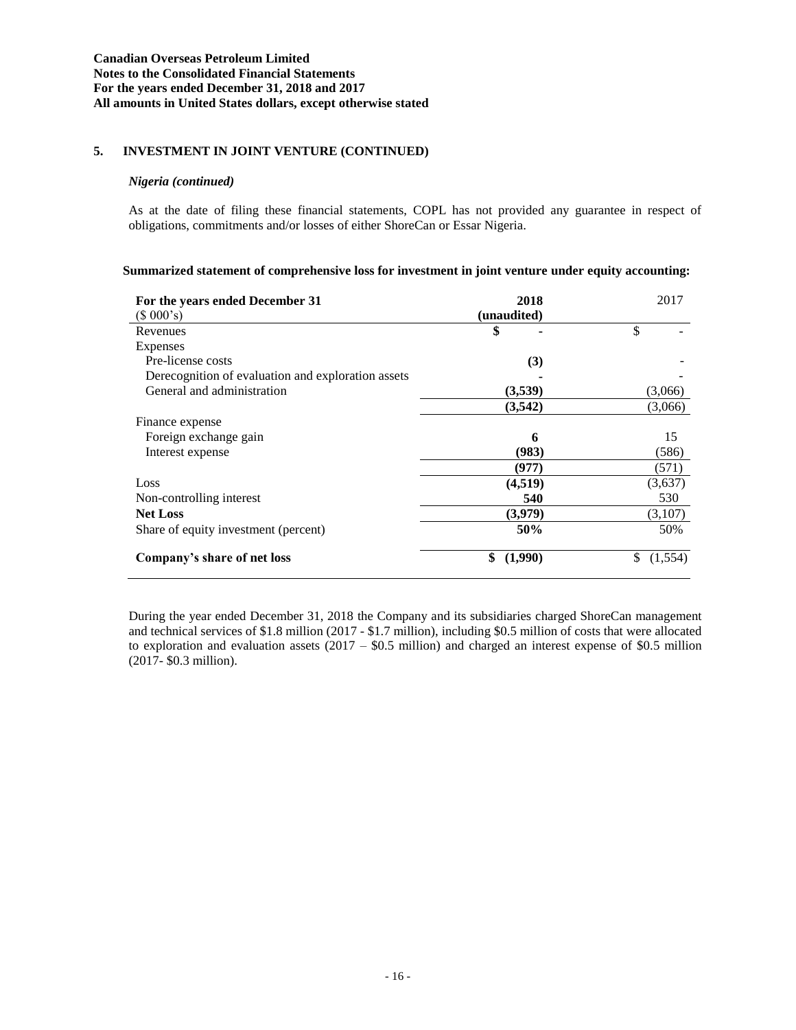## 5. INVESTMENT IN JOINT VENTURE (CONTINUED)

### *Nigeria (continued)*

As at the date of filing these financial statements, COPL has not provided any guarantee in respect of obligations, commitments and/or losses of either ShoreCan or Essar Nigeria.

**Summarized statement of comprehensive loss for investment in joint venture under equity accounting:**

| For the years ended December 31 (\$ 000's) | 2018 (unaudited) | 2017 |
|---|---|---|
| Revenues | **\$ -** | \$ - |
| Expenses | | |
| Pre-license costs | **(3)** | - |
| Derecognition of evaluation and exploration assets | **-** | - |
| General and administration | **(3,539)** | (3,066) |
| | **(3,542)** | (3,066) |
| Finance expense | | |
| Foreign exchange gain | **6** | 15 |
| Interest expense | **(983)** | (586) |
| | **(977)** | (571) |
| Loss | **(4,519)** | (3,637) |
| Non-controlling interest | **540** | 530 |
| **Net Loss** | **(3,979)** | (3,107) |
| Share of equity investment (percent) | **50%** | 50% |
| **Company's share of net loss** | **\$ (1,990)** | \$ (1,554) |

During the year ended December 31, 2018 the Company and its subsidiaries charged ShoreCan management and technical services of \$1.8 million (2017 - \$1.7 million), including \$0.5 million of costs that were allocated to exploration and evaluation assets (2017 – \$0.5 million) and charged an interest expense of \$0.5 million (2017- \$0.3 million).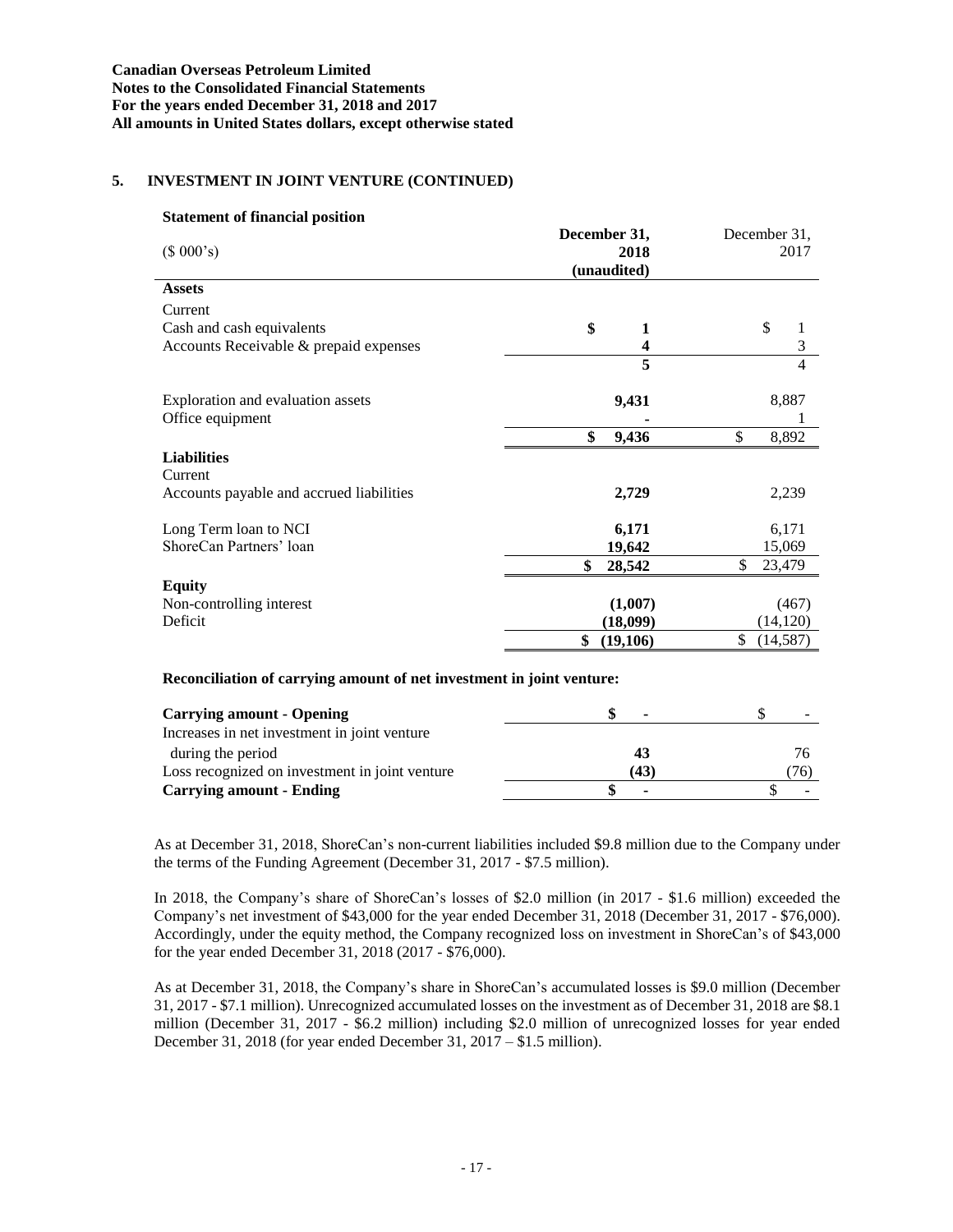## 5. INVESTMENT IN JOINT VENTURE (CONTINUED)

**Statement of financial position**

| ($ 000's) | **December 31, 2018 (unaudited)** | December 31, 2017 |
|---|---|---|
| **Assets** | | |
| Current | | |
| Cash and cash equivalents | **$ 1** | $ 1 |
| Accounts Receivable & prepaid expenses | **4** | 3 |
| | **5** | 4 |
| Exploration and evaluation assets | **9,431** | 8,887 |
| Office equipment | **-** | 1 |
| | **$ 9,436** | $ 8,892 |
| **Liabilities** | | |
| Current | | |
| Accounts payable and accrued liabilities | **2,729** | 2,239 |
| Long Term loan to NCI | **6,171** | 6,171 |
| ShoreCan Partners' loan | **19,642** | 15,069 |
| | **$ 28,542** | $ 23,479 |
| **Equity** | | |
| Non-controlling interest | **(1,007)** | (467) |
| Deficit | **(18,099)** | (14,120) |
| | **$ (19,106)** | $ (14,587) |

**Reconciliation of carrying amount of net investment in joint venture:**

| | | |
|---|---|---|
| **Carrying amount - Opening** | **$ -** | $ - |
| Increases in net investment in joint venture during the period | **43** | 76 |
| Loss recognized on investment in joint venture | **(43)** | (76) |
| **Carrying amount - Ending** | **$ -** | $ - |

As at December 31, 2018, ShoreCan's non-current liabilities included $9.8 million due to the Company under the terms of the Funding Agreement (December 31, 2017 - $7.5 million).

In 2018, the Company's share of ShoreCan's losses of $2.0 million (in 2017 - $1.6 million) exceeded the Company's net investment of $43,000 for the year ended December 31, 2018 (December 31, 2017 - $76,000). Accordingly, under the equity method, the Company recognized loss on investment in ShoreCan's of $43,000 for the year ended December 31, 2018 (2017 - $76,000).

As at December 31, 2018, the Company's share in ShoreCan's accumulated losses is $9.0 million (December 31, 2017 - $7.1 million). Unrecognized accumulated losses on the investment as of December 31, 2018 are $8.1 million (December 31, 2017 - $6.2 million) including $2.0 million of unrecognized losses for year ended December 31, 2018 (for year ended December 31, 2017 – $1.5 million).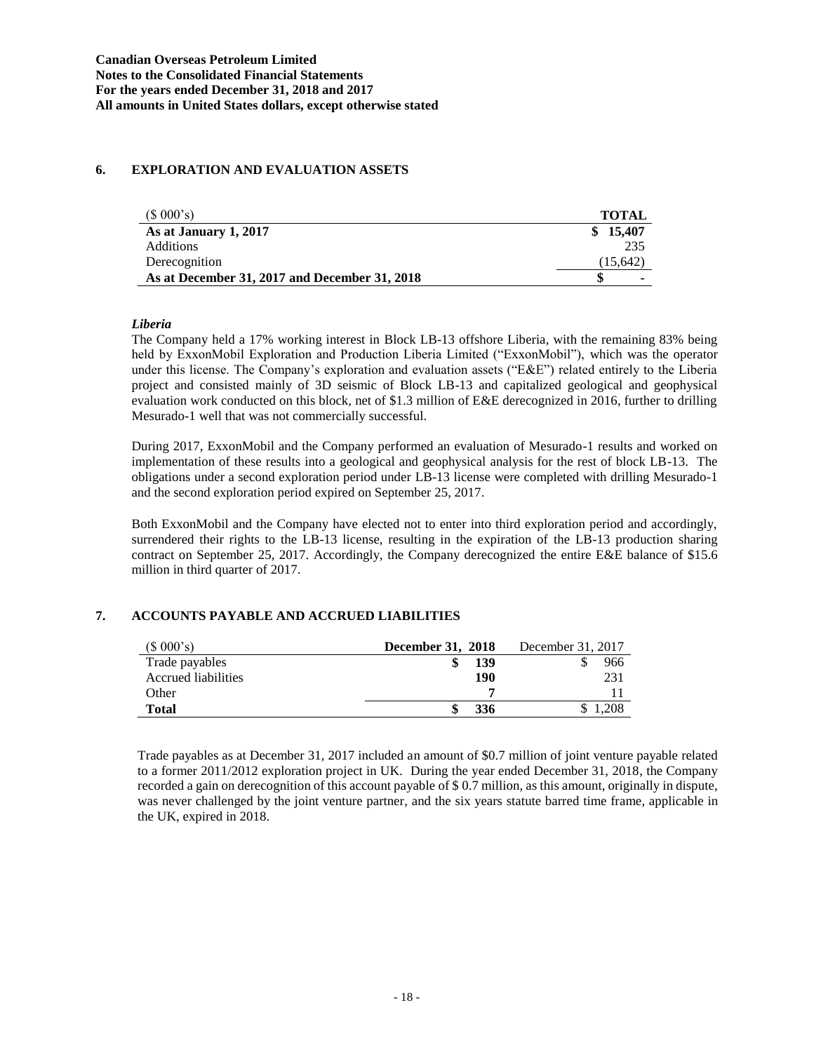## 6. EXPLORATION AND EVALUATION ASSETS

| ($ 000's) | TOTAL |
|---|---|
| **As at January 1, 2017** | **$ 15,407** |
| Additions | 235 |
| Derecognition | (15,642) |
| **As at December 31, 2017 and December 31, 2018** | **$ -** |

***Liberia***

The Company held a 17% working interest in Block LB-13 offshore Liberia, with the remaining 83% being held by ExxonMobil Exploration and Production Liberia Limited ("ExxonMobil"), which was the operator under this license. The Company's exploration and evaluation assets ("E&E") related entirely to the Liberia project and consisted mainly of 3D seismic of Block LB-13 and capitalized geological and geophysical evaluation work conducted on this block, net of $1.3 million of E&E derecognized in 2016, further to drilling Mesurado-1 well that was not commercially successful.

During 2017, ExxonMobil and the Company performed an evaluation of Mesurado-1 results and worked on implementation of these results into a geological and geophysical analysis for the rest of block LB-13. The obligations under a second exploration period under LB-13 license were completed with drilling Mesurado-1 and the second exploration period expired on September 25, 2017.

Both ExxonMobil and the Company have elected not to enter into third exploration period and accordingly, surrendered their rights to the LB-13 license, resulting in the expiration of the LB-13 production sharing contract on September 25, 2017. Accordingly, the Company derecognized the entire E&E balance of $15.6 million in third quarter of 2017.

## 7. ACCOUNTS PAYABLE AND ACCRUED LIABILITIES

| ($ 000's) | **December 31, 2018** | December 31, 2017 |
|---|---|---|
| Trade payables | **$ 139** | $ 966 |
| Accrued liabilities | **190** | 231 |
| Other | **7** | 11 |
| **Total** | **$ 336** | $ 1,208 |

Trade payables as at December 31, 2017 included an amount of $0.7 million of joint venture payable related to a former 2011/2012 exploration project in UK. During the year ended December 31, 2018, the Company recorded a gain on derecognition of this account payable of $ 0.7 million, as this amount, originally in dispute, was never challenged by the joint venture partner, and the six years statute barred time frame, applicable in the UK, expired in 2018.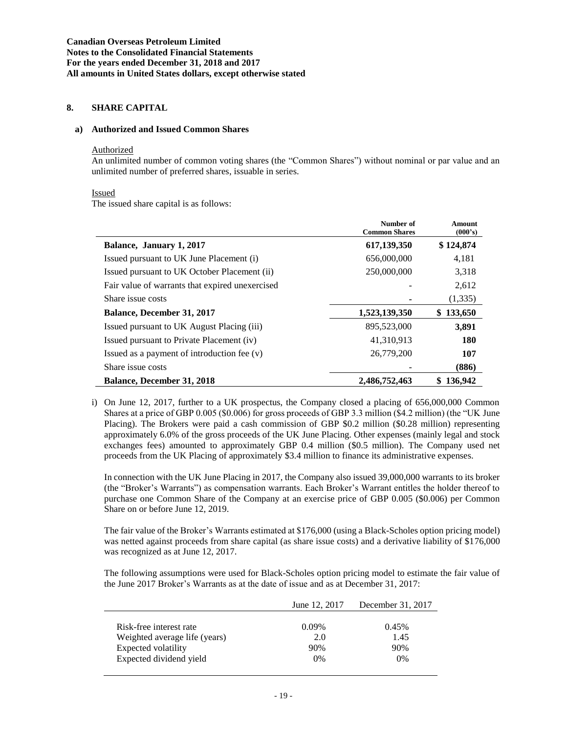## 8. SHARE CAPITAL

### a) Authorized and Issued Common Shares

Authorized

An unlimited number of common voting shares (the "Common Shares") without nominal or par value and an unlimited number of preferred shares, issuable in series.

Issued

The issued share capital is as follows:

| | Number of Common Shares | Amount (000's) |
|---|---|---|
| **Balance, January 1, 2017** | **617,139,350** | **$ 124,874** |
| Issued pursuant to UK June Placement (i) | 656,000,000 | 4,181 |
| Issued pursuant to UK October Placement (ii) | 250,000,000 | 3,318 |
| Fair value of warrants that expired unexercised | - | 2,612 |
| Share issue costs | - | (1,335) |
| **Balance, December 31, 2017** | **1,523,139,350** | **$ 133,650** |
| Issued pursuant to UK August Placing (iii) | 895,523,000 | **3,891** |
| Issued pursuant to Private Placement (iv) | 41,310,913 | **180** |
| Issued as a payment of introduction fee (v) | 26,779,200 | **107** |
| Share issue costs | - | **(886)** |
| **Balance, December 31, 2018** | **2,486,752,463** | **$ 136,942** |

i) On June 12, 2017, further to a UK prospectus, the Company closed a placing of 656,000,000 Common Shares at a price of GBP 0.005 ($0.006) for gross proceeds of GBP 3.3 million ($4.2 million) (the "UK June Placing). The Brokers were paid a cash commission of GBP $0.2 million ($0.28 million) representing approximately 6.0% of the gross proceeds of the UK June Placing. Other expenses (mainly legal and stock exchanges fees) amounted to approximately GBP 0.4 million ($0.5 million). The Company used net proceeds from the UK Placing of approximately $3.4 million to finance its administrative expenses.

In connection with the UK June Placing in 2017, the Company also issued 39,000,000 warrants to its broker (the "Broker's Warrants") as compensation warrants. Each Broker's Warrant entitles the holder thereof to purchase one Common Share of the Company at an exercise price of GBP 0.005 ($0.006) per Common Share on or before June 12, 2019.

The fair value of the Broker's Warrants estimated at $176,000 (using a Black-Scholes option pricing model) was netted against proceeds from share capital (as share issue costs) and a derivative liability of $176,000 was recognized as at June 12, 2017.

The following assumptions were used for Black-Scholes option pricing model to estimate the fair value of the June 2017 Broker's Warrants as at the date of issue and as at December 31, 2017:

| | June 12, 2017 | December 31, 2017 |
|---|---|---|
| Risk-free interest rate | 0.09% | 0.45% |
| Weighted average life (years) | 2.0 | 1.45 |
| Expected volatility | 90% | 90% |
| Expected dividend yield | 0% | 0% |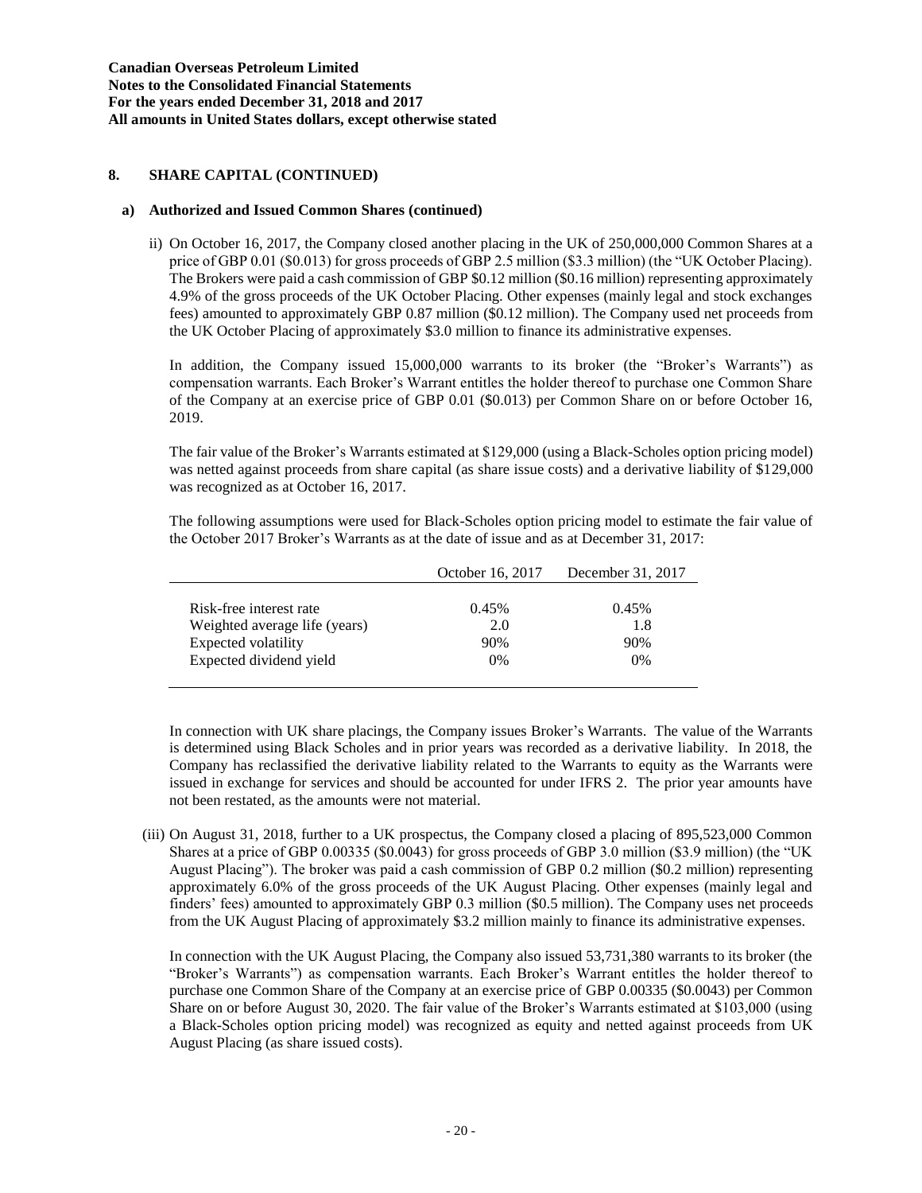## 8. SHARE CAPITAL (CONTINUED)

### a) Authorized and Issued Common Shares (continued)

ii) On October 16, 2017, the Company closed another placing in the UK of 250,000,000 Common Shares at a price of GBP 0.01 ($0.013) for gross proceeds of GBP 2.5 million ($3.3 million) (the "UK October Placing). The Brokers were paid a cash commission of GBP $0.12 million ($0.16 million) representing approximately 4.9% of the gross proceeds of the UK October Placing. Other expenses (mainly legal and stock exchanges fees) amounted to approximately GBP 0.87 million ($0.12 million). The Company used net proceeds from the UK October Placing of approximately $3.0 million to finance its administrative expenses.

In addition, the Company issued 15,000,000 warrants to its broker (the "Broker's Warrants") as compensation warrants. Each Broker's Warrant entitles the holder thereof to purchase one Common Share of the Company at an exercise price of GBP 0.01 ($0.013) per Common Share on or before October 16, 2019.

The fair value of the Broker's Warrants estimated at $129,000 (using a Black-Scholes option pricing model) was netted against proceeds from share capital (as share issue costs) and a derivative liability of $129,000 was recognized as at October 16, 2017.

The following assumptions were used for Black-Scholes option pricing model to estimate the fair value of the October 2017 Broker's Warrants as at the date of issue and as at December 31, 2017:

| | October 16, 2017 | December 31, 2017 |
|---|---|---|
| Risk-free interest rate | 0.45% | 0.45% |
| Weighted average life (years) | 2.0 | 1.8 |
| Expected volatility | 90% | 90% |
| Expected dividend yield | 0% | 0% |

In connection with UK share placings, the Company issues Broker's Warrants. The value of the Warrants is determined using Black Scholes and in prior years was recorded as a derivative liability. In 2018, the Company has reclassified the derivative liability related to the Warrants to equity as the Warrants were issued in exchange for services and should be accounted for under IFRS 2. The prior year amounts have not been restated, as the amounts were not material.

(iii) On August 31, 2018, further to a UK prospectus, the Company closed a placing of 895,523,000 Common Shares at a price of GBP 0.00335 ($0.0043) for gross proceeds of GBP 3.0 million ($3.9 million) (the "UK August Placing"). The broker was paid a cash commission of GBP 0.2 million ($0.2 million) representing approximately 6.0% of the gross proceeds of the UK August Placing. Other expenses (mainly legal and finders' fees) amounted to approximately GBP 0.3 million ($0.5 million). The Company uses net proceeds from the UK August Placing of approximately $3.2 million mainly to finance its administrative expenses.

In connection with the UK August Placing, the Company also issued 53,731,380 warrants to its broker (the "Broker's Warrants") as compensation warrants. Each Broker's Warrant entitles the holder thereof to purchase one Common Share of the Company at an exercise price of GBP 0.00335 ($0.0043) per Common Share on or before August 30, 2020. The fair value of the Broker's Warrants estimated at $103,000 (using a Black-Scholes option pricing model) was recognized as equity and netted against proceeds from UK August Placing (as share issued costs).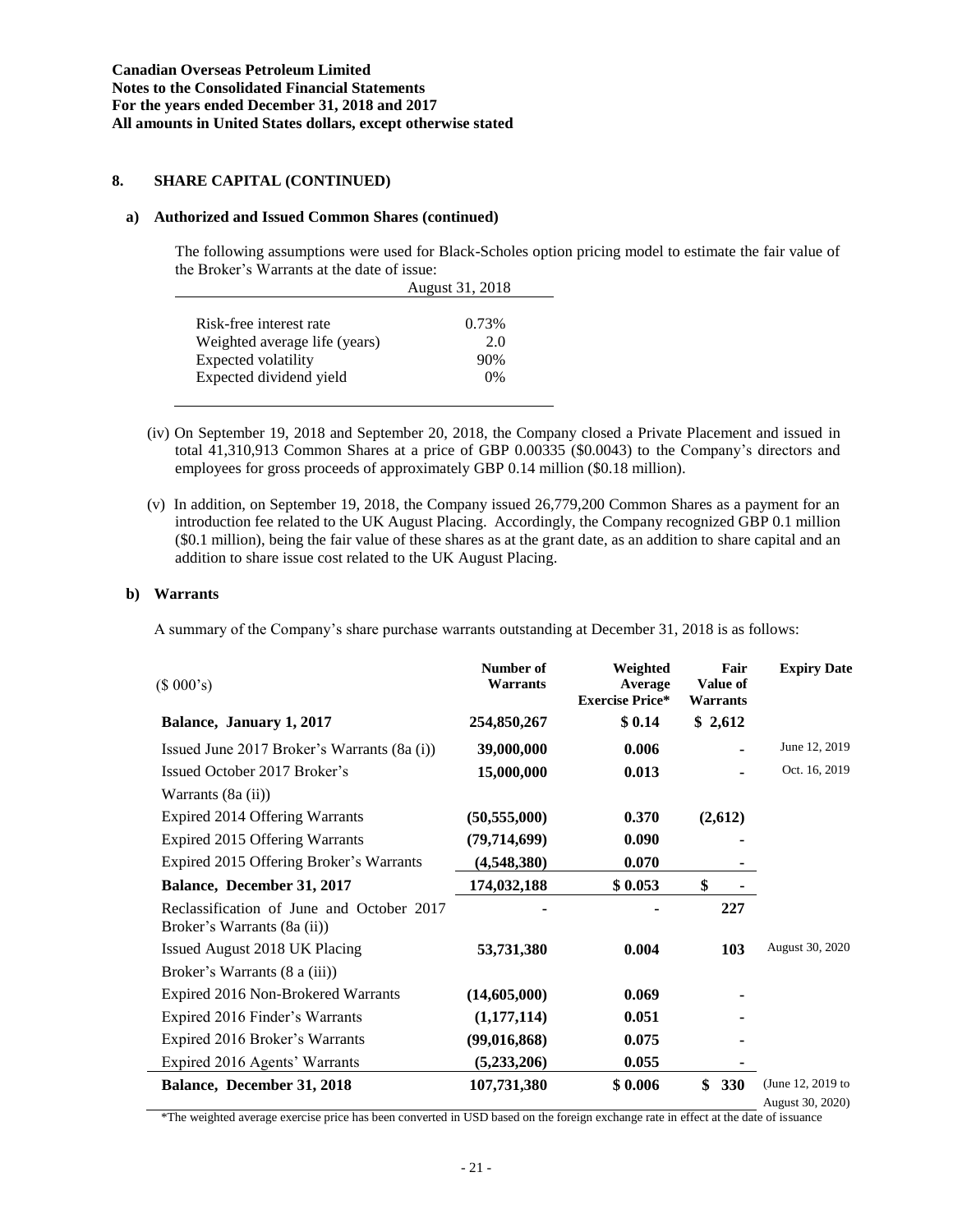## 8. SHARE CAPITAL (CONTINUED)

### a) Authorized and Issued Common Shares (continued)

The following assumptions were used for Black-Scholes option pricing model to estimate the fair value of the Broker's Warrants at the date of issue:

| | August 31, 2018 |
|---|---|
| Risk-free interest rate | 0.73% |
| Weighted average life (years) | 2.0 |
| Expected volatility | 90% |
| Expected dividend yield | 0% |

(iv) On September 19, 2018 and September 20, 2018, the Company closed a Private Placement and issued in total 41,310,913 Common Shares at a price of GBP 0.00335 ($0.0043) to the Company's directors and employees for gross proceeds of approximately GBP 0.14 million ($0.18 million).

(v) In addition, on September 19, 2018, the Company issued 26,779,200 Common Shares as a payment for an introduction fee related to the UK August Placing. Accordingly, the Company recognized GBP 0.1 million ($0.1 million), being the fair value of these shares as at the grant date, as an addition to share capital and an addition to share issue cost related to the UK August Placing.

### b) Warrants

A summary of the Company's share purchase warrants outstanding at December 31, 2018 is as follows:

| ($ 000's) | Number of Warrants | Weighted Average Exercise Price* | Fair Value of Warrants | Expiry Date |
|---|---|---|---|---|
| **Balance, January 1, 2017** | **254,850,267** | **$ 0.14** | **$ 2,612** | |
| Issued June 2017 Broker's Warrants (8a (i)) | **39,000,000** | **0.006** | **-** | June 12, 2019 |
| Issued October 2017 Broker's Warrants (8a (ii)) | **15,000,000** | **0.013** | **-** | Oct. 16, 2019 |
| Expired 2014 Offering Warrants | **(50,555,000)** | **0.370** | **(2,612)** | |
| Expired 2015 Offering Warrants | **(79,714,699)** | **0.090** | **-** | |
| Expired 2015 Offering Broker's Warrants | **(4,548,380)** | **0.070** | **-** | |
| **Balance, December 31, 2017** | **174,032,188** | **$ 0.053** | **$ -** | |
| Reclassification of June and October 2017 Broker's Warrants (8a (ii)) | **-** | **-** | **227** | |
| Issued August 2018 UK Placing Broker's Warrants (8 a (iii)) | **53,731,380** | **0.004** | **103** | August 30, 2020 |
| Expired 2016 Non-Brokered Warrants | **(14,605,000)** | **0.069** | **-** | |
| Expired 2016 Finder's Warrants | **(1,177,114)** | **0.051** | **-** | |
| Expired 2016 Broker's Warrants | **(99,016,868)** | **0.075** | **-** | |
| Expired 2016 Agents' Warrants | **(5,233,206)** | **0.055** | **-** | |
| **Balance, December 31, 2018** | **107,731,380** | **$ 0.006** | **$ 330** | (June 12, 2019 to August 30, 2020) |

*The weighted average exercise price has been converted in USD based on the foreign exchange rate in effect at the date of issuance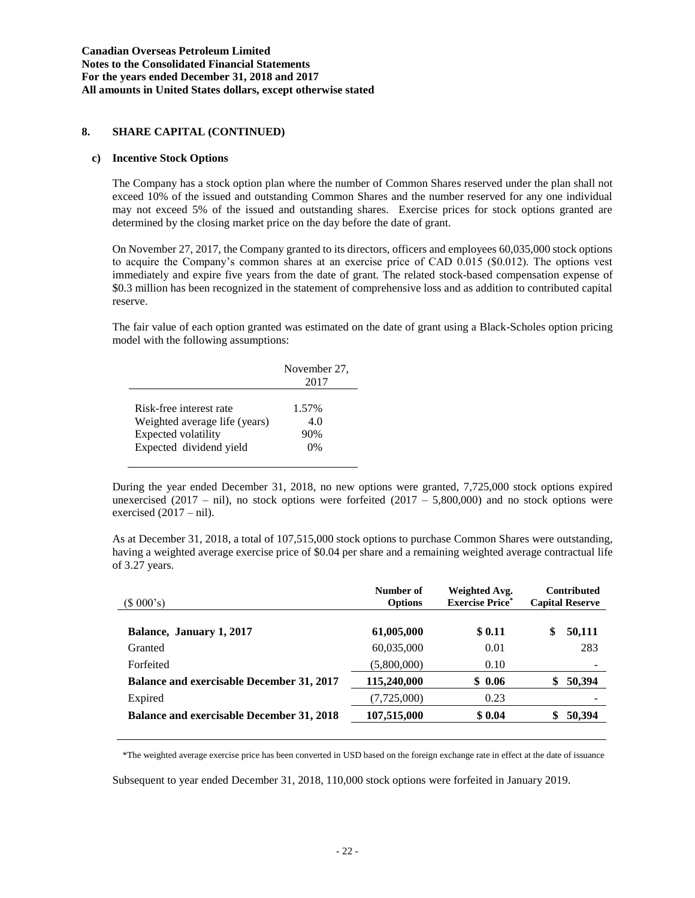## 8. SHARE CAPITAL (CONTINUED)

### c) Incentive Stock Options

The Company has a stock option plan where the number of Common Shares reserved under the plan shall not exceed 10% of the issued and outstanding Common Shares and the number reserved for any one individual may not exceed 5% of the issued and outstanding shares. Exercise prices for stock options granted are determined by the closing market price on the day before the date of grant.

On November 27, 2017, the Company granted to its directors, officers and employees 60,035,000 stock options to acquire the Company's common shares at an exercise price of CAD 0.015 ($0.012). The options vest immediately and expire five years from the date of grant. The related stock-based compensation expense of $0.3 million has been recognized in the statement of comprehensive loss and as addition to contributed capital reserve.

The fair value of each option granted was estimated on the date of grant using a Black-Scholes option pricing model with the following assumptions:

| | November 27, 2017 |
|---|---|
| Risk-free interest rate | 1.57% |
| Weighted average life (years) | 4.0 |
| Expected volatility | 90% |
| Expected dividend yield | 0% |

During the year ended December 31, 2018, no new options were granted, 7,725,000 stock options expired unexercised (2017 – nil), no stock options were forfeited (2017 – 5,800,000) and no stock options were exercised (2017 – nil).

As at December 31, 2018, a total of 107,515,000 stock options to purchase Common Shares were outstanding, having a weighted average exercise price of $0.04 per share and a remaining weighted average contractual life of 3.27 years.

| ($ 000's) | Number of Options | Weighted Avg. Exercise Price* | Contributed Capital Reserve |
|---|---|---|---|
| **Balance, January 1, 2017** | **61,005,000** | **$ 0.11** | **$ 50,111** |
| Granted | 60,035,000 | 0.01 | 283 |
| Forfeited | (5,800,000) | 0.10 | - |
| **Balance and exercisable December 31, 2017** | **115,240,000** | **$ 0.06** | **$ 50,394** |
| Expired | (7,725,000) | 0.23 | - |
| **Balance and exercisable December 31, 2018** | **107,515,000** | **$ 0.04** | **$ 50,394** |

*The weighted average exercise price has been converted in USD based on the foreign exchange rate in effect at the date of issuance

Subsequent to year ended December 31, 2018, 110,000 stock options were forfeited in January 2019.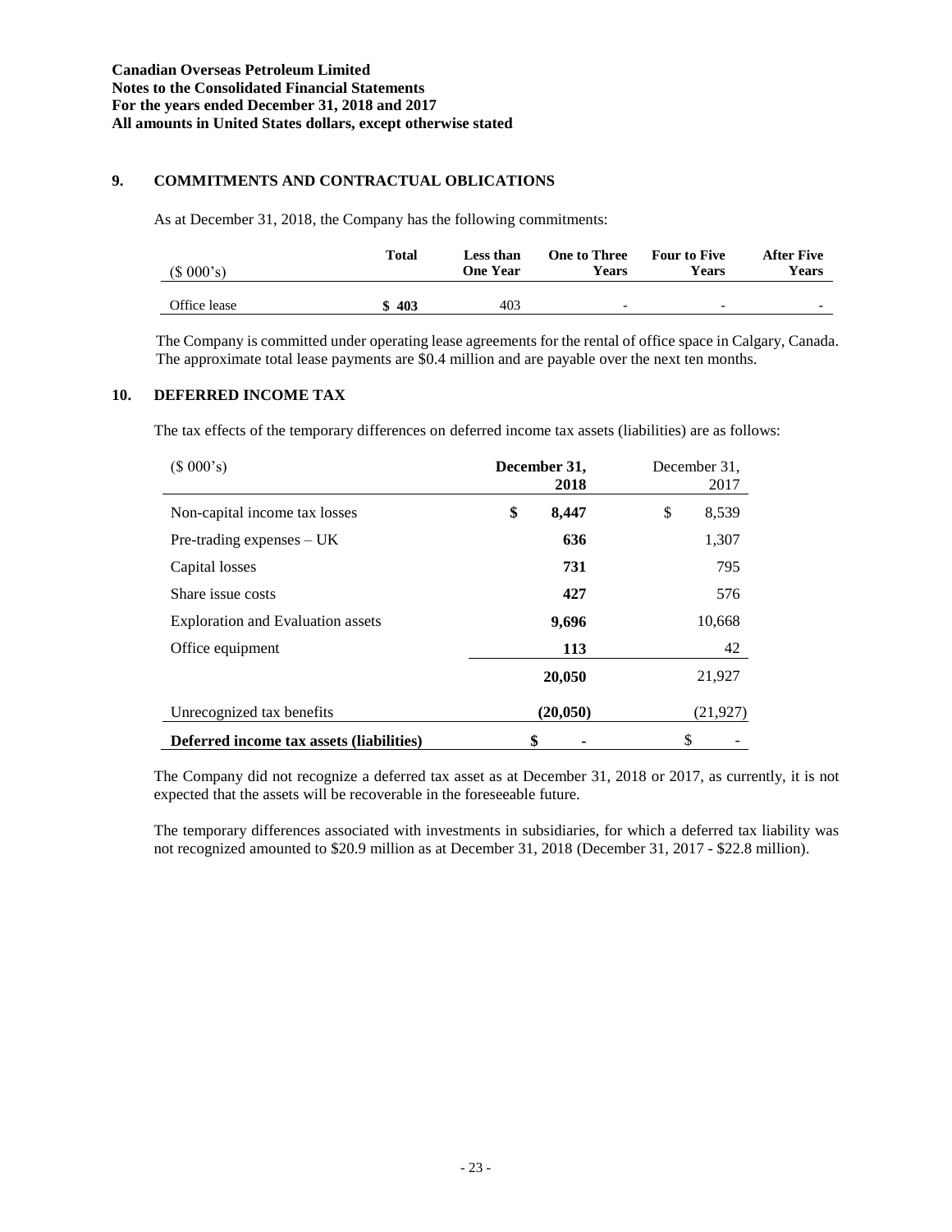**Canadian Overseas Petroleum Limited**
**Notes to the Consolidated Financial Statements**
**For the years ended December 31, 2018 and 2017**
**All amounts in United States dollars, except otherwise stated**

## 9. COMMITMENTS AND CONTRACTUAL OBLICATIONS

As at December 31, 2018, the Company has the following commitments:

| ($ 000's) | Total | Less than One Year | One to Three Years | Four to Five Years | After Five Years |
|---|---|---|---|---|---|
| Office lease | **$ 403** | 403 | - | - | - |

The Company is committed under operating lease agreements for the rental of office space in Calgary, Canada. The approximate total lease payments are $0.4 million and are payable over the next ten months.

## 10. DEFERRED INCOME TAX

The tax effects of the temporary differences on deferred income tax assets (liabilities) are as follows:

| ($ 000's) | December 31, 2018 | December 31, 2017 |
|---|---|---|
| Non-capital income tax losses | **$ 8,447** | $ 8,539 |
| Pre-trading expenses – UK | **636** | 1,307 |
| Capital losses | **731** | 795 |
| Share issue costs | **427** | 576 |
| Exploration and Evaluation assets | **9,696** | 10,668 |
| Office equipment | **113** | 42 |
| | **20,050** | 21,927 |
| Unrecognized tax benefits | **(20,050)** | (21,927) |
| **Deferred income tax assets (liabilities)** | **$ -** | $ - |

The Company did not recognize a deferred tax asset as at December 31, 2018 or 2017, as currently, it is not expected that the assets will be recoverable in the foreseeable future.

The temporary differences associated with investments in subsidiaries, for which a deferred tax liability was not recognized amounted to $20.9 million as at December 31, 2018 (December 31, 2017 - $22.8 million).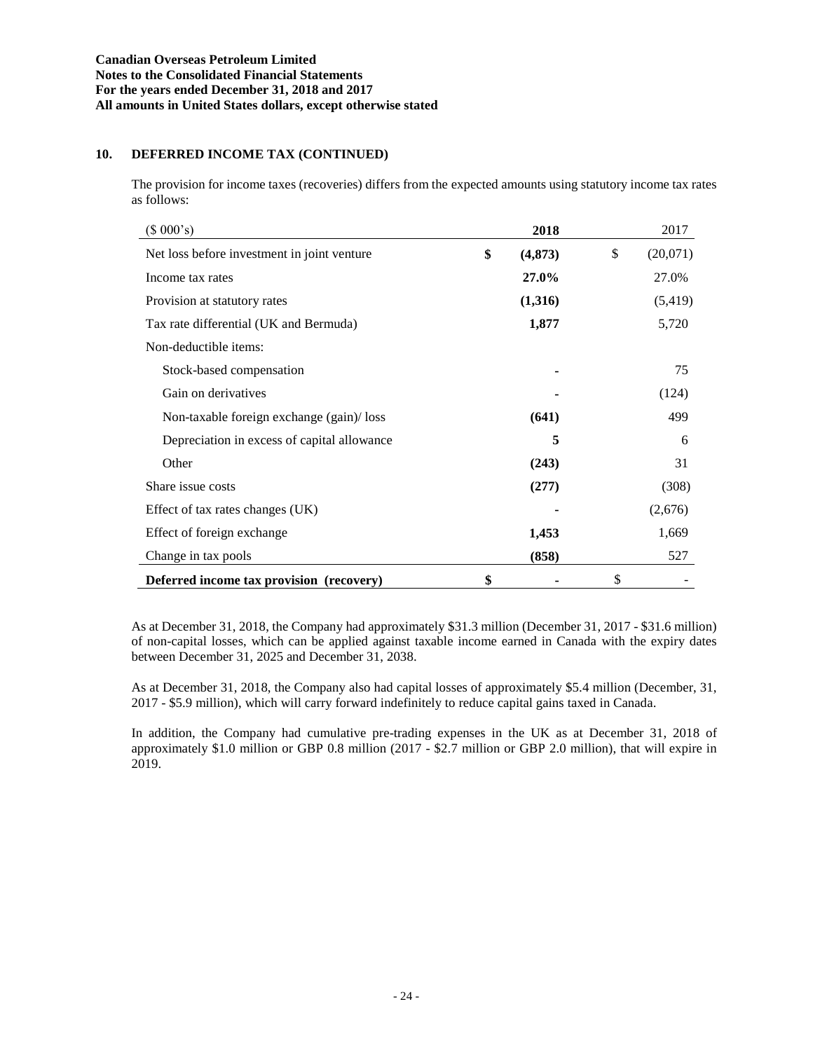**Canadian Overseas Petroleum Limited**
**Notes to the Consolidated Financial Statements**
**For the years ended December 31, 2018 and 2017**
**All amounts in United States dollars, except otherwise stated**

## 10. DEFERRED INCOME TAX (CONTINUED)

The provision for income taxes (recoveries) differs from the expected amounts using statutory income tax rates as follows:

| ($ 000's) | **2018** | 2017 |
|---|---|---|
| Net loss before investment in joint venture | **$ (4,873)** | $ (20,071) |
| Income tax rates | **27.0%** | 27.0% |
| Provision at statutory rates | **(1,316)** | (5,419) |
| Tax rate differential (UK and Bermuda) | **1,877** | 5,720 |
| Non-deductible items: | | |
| Stock-based compensation | **-** | 75 |
| Gain on derivatives | **-** | (124) |
| Non-taxable foreign exchange (gain)/ loss | **(641)** | 499 |
| Depreciation in excess of capital allowance | **5** | 6 |
| Other | **(243)** | 31 |
| Share issue costs | **(277)** | (308) |
| Effect of tax rates changes (UK) | **-** | (2,676) |
| Effect of foreign exchange | **1,453** | 1,669 |
| Change in tax pools | **(858)** | 527 |
| **Deferred income tax provision (recovery)** | **$ -** | $ - |

As at December 31, 2018, the Company had approximately $31.3 million (December 31, 2017 - $31.6 million) of non-capital losses, which can be applied against taxable income earned in Canada with the expiry dates between December 31, 2025 and December 31, 2038.

As at December 31, 2018, the Company also had capital losses of approximately $5.4 million (December, 31, 2017 - $5.9 million), which will carry forward indefinitely to reduce capital gains taxed in Canada.

In addition, the Company had cumulative pre-trading expenses in the UK as at December 31, 2018 of approximately $1.0 million or GBP 0.8 million (2017 - $2.7 million or GBP 2.0 million), that will expire in 2019.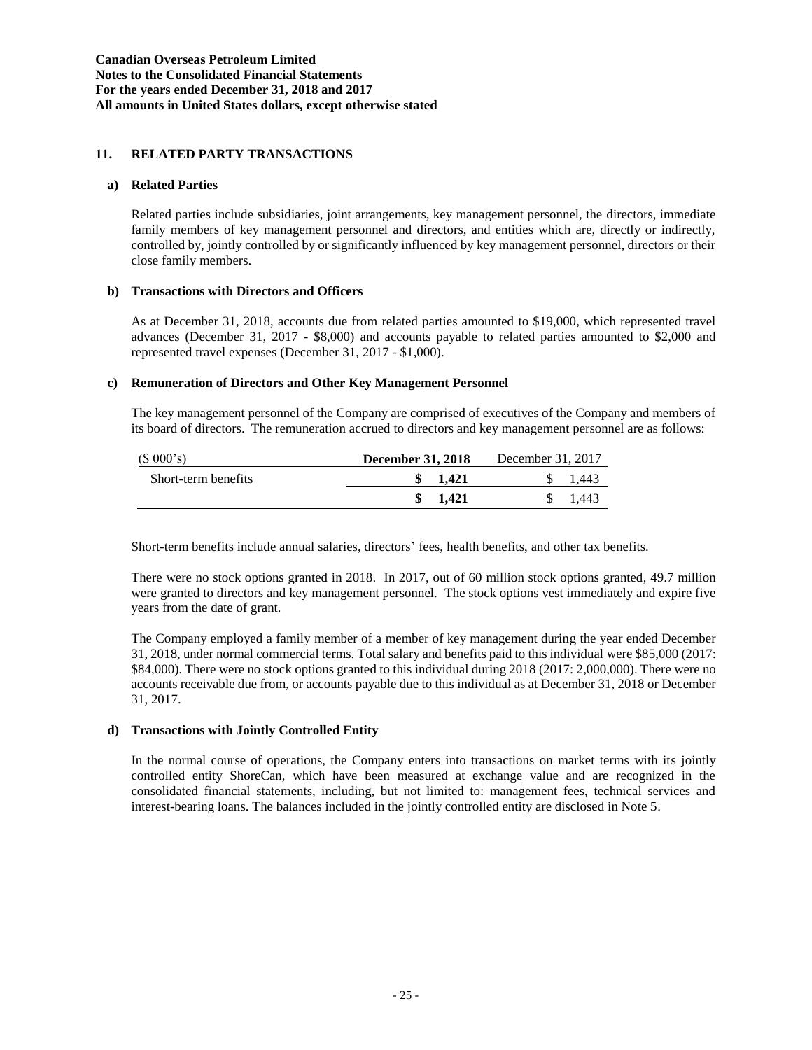## 11. RELATED PARTY TRANSACTIONS

### a) Related Parties

Related parties include subsidiaries, joint arrangements, key management personnel, the directors, immediate family members of key management personnel and directors, and entities which are, directly or indirectly, controlled by, jointly controlled by or significantly influenced by key management personnel, directors or their close family members.

### b) Transactions with Directors and Officers

As at December 31, 2018, accounts due from related parties amounted to $19,000, which represented travel advances (December 31, 2017 - $8,000) and accounts payable to related parties amounted to $2,000 and represented travel expenses (December 31, 2017 - $1,000).

### c) Remuneration of Directors and Other Key Management Personnel

The key management personnel of the Company are comprised of executives of the Company and members of its board of directors. The remuneration accrued to directors and key management personnel are as follows:

| ($ 000's) | **December 31, 2018** | December 31, 2017 |
|---|---|---|
| Short-term benefits | **$ 1,421** | $ 1,443 |
| | **$ 1,421** | $ 1,443 |

Short-term benefits include annual salaries, directors' fees, health benefits, and other tax benefits.

There were no stock options granted in 2018. In 2017, out of 60 million stock options granted, 49.7 million were granted to directors and key management personnel. The stock options vest immediately and expire five years from the date of grant.

The Company employed a family member of a member of key management during the year ended December 31, 2018, under normal commercial terms. Total salary and benefits paid to this individual were $85,000 (2017: $84,000). There were no stock options granted to this individual during 2018 (2017: 2,000,000). There were no accounts receivable due from, or accounts payable due to this individual as at December 31, 2018 or December 31, 2017.

### d) Transactions with Jointly Controlled Entity

In the normal course of operations, the Company enters into transactions on market terms with its jointly controlled entity ShoreCan, which have been measured at exchange value and are recognized in the consolidated financial statements, including, but not limited to: management fees, technical services and interest-bearing loans. The balances included in the jointly controlled entity are disclosed in Note 5.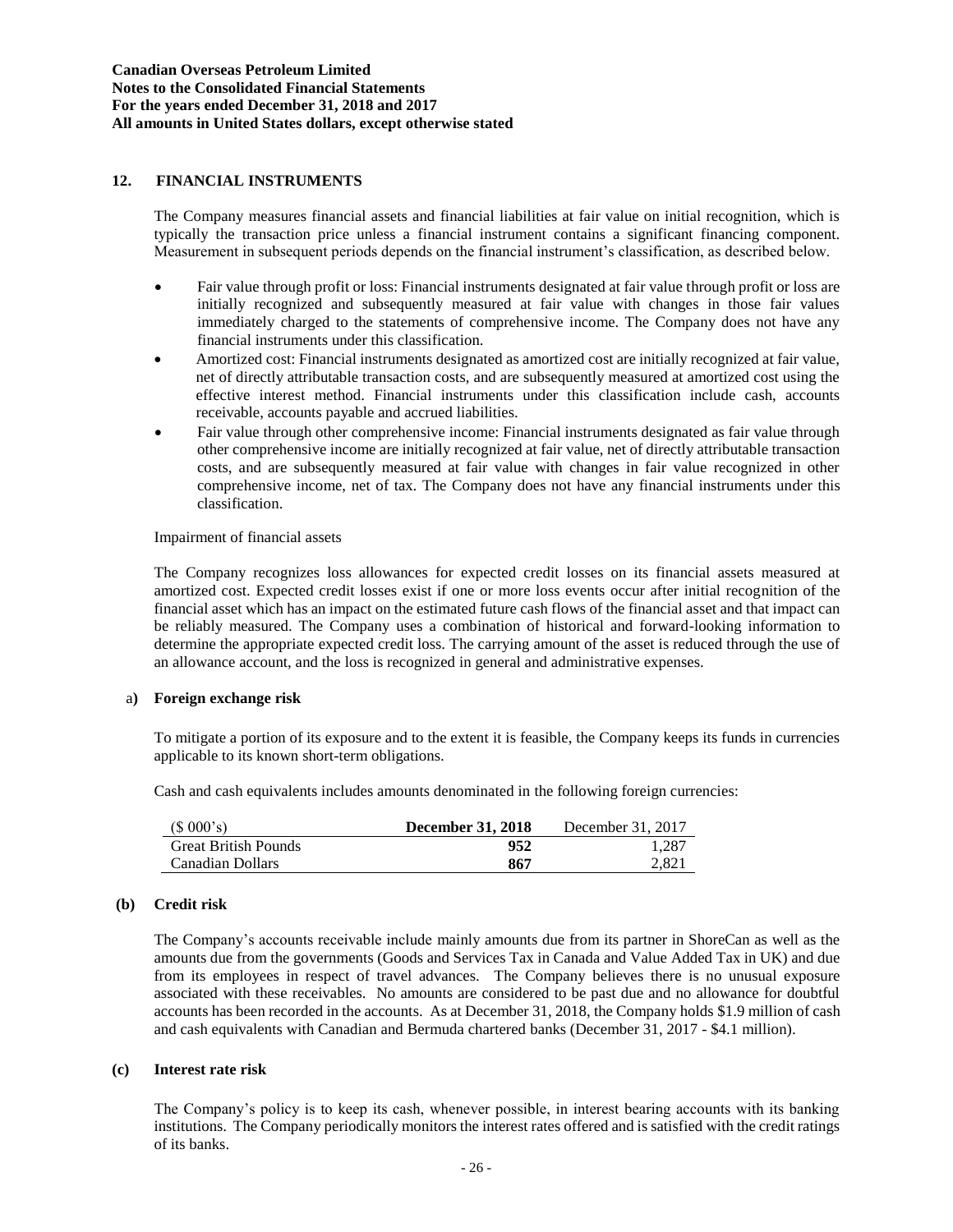## 12. FINANCIAL INSTRUMENTS

The Company measures financial assets and financial liabilities at fair value on initial recognition, which is typically the transaction price unless a financial instrument contains a significant financing component. Measurement in subsequent periods depends on the financial instrument's classification, as described below.

- Fair value through profit or loss: Financial instruments designated at fair value through profit or loss are initially recognized and subsequently measured at fair value with changes in those fair values immediately charged to the statements of comprehensive income. The Company does not have any financial instruments under this classification.
- Amortized cost: Financial instruments designated as amortized cost are initially recognized at fair value, net of directly attributable transaction costs, and are subsequently measured at amortized cost using the effective interest method. Financial instruments under this classification include cash, accounts receivable, accounts payable and accrued liabilities.
- Fair value through other comprehensive income: Financial instruments designated as fair value through other comprehensive income are initially recognized at fair value, net of directly attributable transaction costs, and are subsequently measured at fair value with changes in fair value recognized in other comprehensive income, net of tax. The Company does not have any financial instruments under this classification.

Impairment of financial assets

The Company recognizes loss allowances for expected credit losses on its financial assets measured at amortized cost. Expected credit losses exist if one or more loss events occur after initial recognition of the financial asset which has an impact on the estimated future cash flows of the financial asset and that impact can be reliably measured. The Company uses a combination of historical and forward-looking information to determine the appropriate expected credit loss. The carrying amount of the asset is reduced through the use of an allowance account, and the loss is recognized in general and administrative expenses.

### a) Foreign exchange risk

To mitigate a portion of its exposure and to the extent it is feasible, the Company keeps its funds in currencies applicable to its known short-term obligations.

Cash and cash equivalents includes amounts denominated in the following foreign currencies:

| ($ 000's) | **December 31, 2018** | December 31, 2017 |
|---|---|---|
| Great British Pounds | **952** | 1,287 |
| Canadian Dollars | **867** | 2,821 |

### (b) Credit risk

The Company's accounts receivable include mainly amounts due from its partner in ShoreCan as well as the amounts due from the governments (Goods and Services Tax in Canada and Value Added Tax in UK) and due from its employees in respect of travel advances. The Company believes there is no unusual exposure associated with these receivables. No amounts are considered to be past due and no allowance for doubtful accounts has been recorded in the accounts. As at December 31, 2018, the Company holds $1.9 million of cash and cash equivalents with Canadian and Bermuda chartered banks (December 31, 2017 - $4.1 million).

### (c) Interest rate risk

The Company's policy is to keep its cash, whenever possible, in interest bearing accounts with its banking institutions. The Company periodically monitors the interest rates offered and is satisfied with the credit ratings of its banks.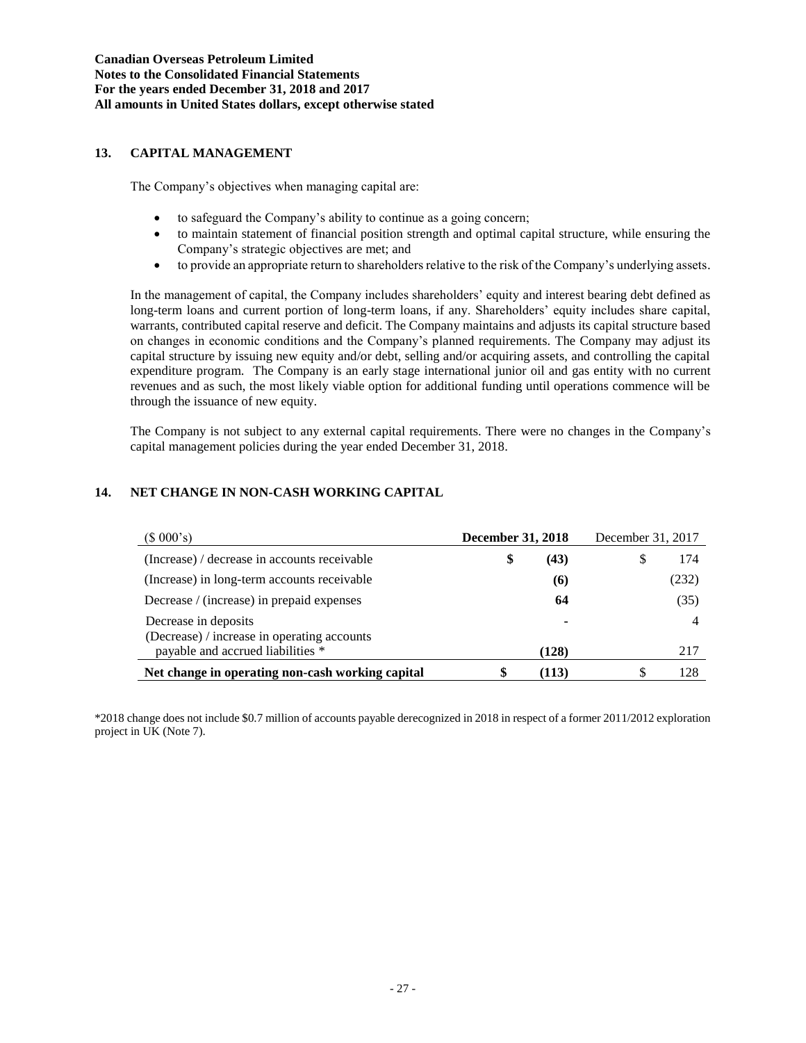## 13. CAPITAL MANAGEMENT

The Company's objectives when managing capital are:

- to safeguard the Company's ability to continue as a going concern;
- to maintain statement of financial position strength and optimal capital structure, while ensuring the Company's strategic objectives are met; and
- to provide an appropriate return to shareholders relative to the risk of the Company's underlying assets.

In the management of capital, the Company includes shareholders' equity and interest bearing debt defined as long-term loans and current portion of long-term loans, if any. Shareholders' equity includes share capital, warrants, contributed capital reserve and deficit. The Company maintains and adjusts its capital structure based on changes in economic conditions and the Company's planned requirements. The Company may adjust its capital structure by issuing new equity and/or debt, selling and/or acquiring assets, and controlling the capital expenditure program. The Company is an early stage international junior oil and gas entity with no current revenues and as such, the most likely viable option for additional funding until operations commence will be through the issuance of new equity.

The Company is not subject to any external capital requirements. There were no changes in the Company's capital management policies during the year ended December 31, 2018.

## 14. NET CHANGE IN NON-CASH WORKING CAPITAL

| ($ 000's) | **December 31, 2018** | December 31, 2017 |
|---|---|---|
| (Increase) / decrease in accounts receivable | **$ (43)** | $ 174 |
| (Increase) in long-term accounts receivable | **(6)** | (232) |
| Decrease / (increase) in prepaid expenses | **64** | (35) |
| Decrease in deposits | **-** | 4 |
| (Decrease) / increase in operating accounts payable and accrued liabilities * | **(128)** | 217 |
| **Net change in operating non-cash working capital** | **$ (113)** | $ 128 |

*2018 change does not include $0.7 million of accounts payable derecognized in 2018 in respect of a former 2011/2012 exploration project in UK (Note 7).